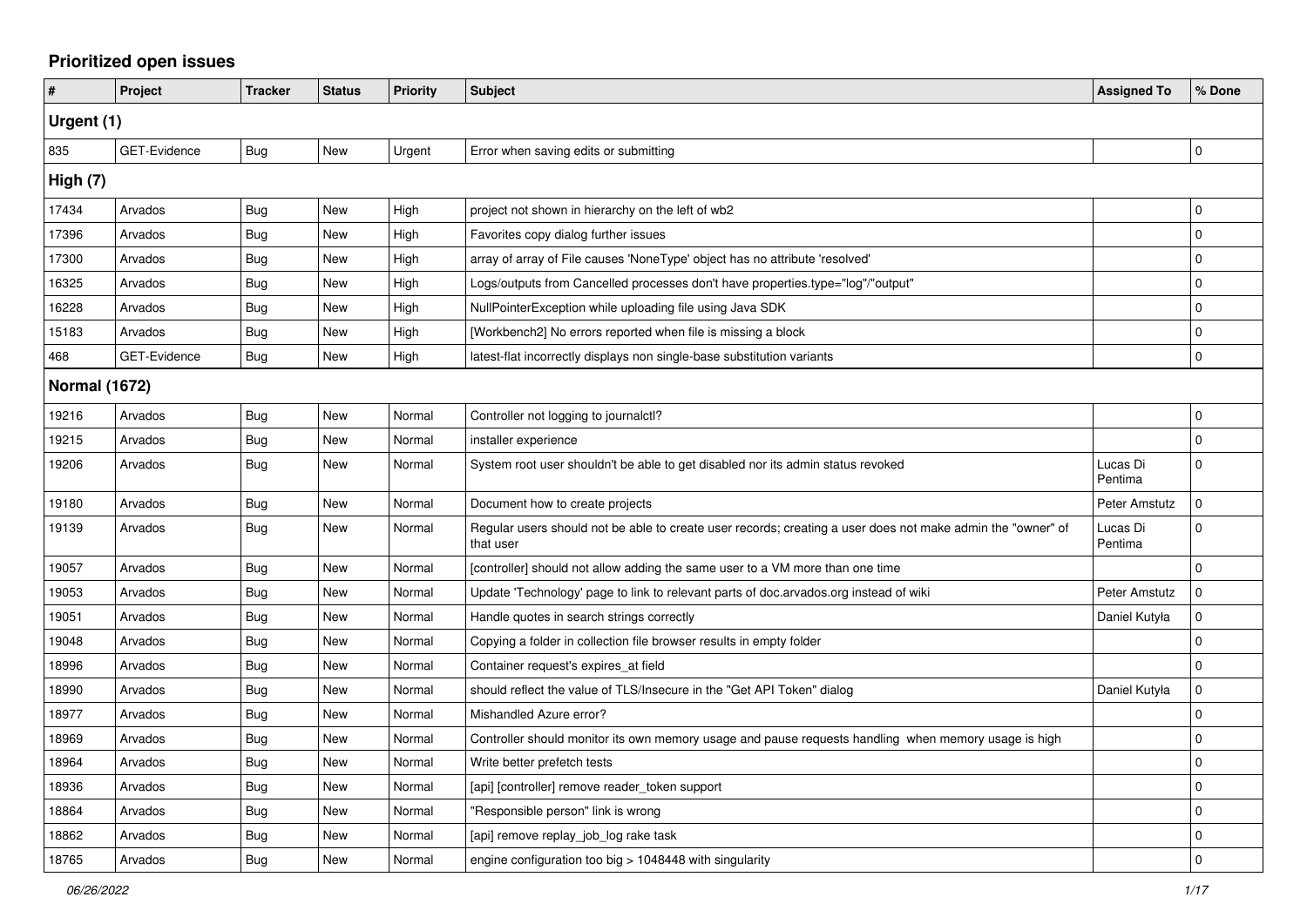## Prioritized open issues

| # | Project | Tracker | Status | Priority | Subject | Assigned To | % Done |
|---|---|---|---|---|---|---|---|
| **Urgent (1)** | | | | | | | |
| 835 | GET-Evidence | Bug | New | Urgent | Error when saving edits or submitting | | 0 |
| **High (7)** | | | | | | | |
| 17434 | Arvados | Bug | New | High | project not shown in hierarchy on the left of wb2 | | 0 |
| 17396 | Arvados | Bug | New | High | Favorites copy dialog further issues | | 0 |
| 17300 | Arvados | Bug | New | High | array of array of File causes 'NoneType' object has no attribute 'resolved' | | 0 |
| 16325 | Arvados | Bug | New | High | Logs/outputs from Cancelled processes don't have properties.type="log"/"output" | | 0 |
| 16228 | Arvados | Bug | New | High | NullPointerException while uploading file using Java SDK | | 0 |
| 15183 | Arvados | Bug | New | High | [Workbench2] No errors reported when file is missing a block | | 0 |
| 468 | GET-Evidence | Bug | New | High | latest-flat incorrectly displays non single-base substitution variants | | 0 |
| **Normal (1672)** | | | | | | | |
| 19216 | Arvados | Bug | New | Normal | Controller not logging to journalctl? | | 0 |
| 19215 | Arvados | Bug | New | Normal | installer experience | | 0 |
| 19206 | Arvados | Bug | New | Normal | System root user shouldn't be able to get disabled nor its admin status revoked | Lucas Di Pentima | 0 |
| 19180 | Arvados | Bug | New | Normal | Document how to create projects | Peter Amstutz | 0 |
| 19139 | Arvados | Bug | New | Normal | Regular users should not be able to create user records; creating a user does not make admin the "owner" of that user | Lucas Di Pentima | 0 |
| 19057 | Arvados | Bug | New | Normal | [controller] should not allow adding the same user to a VM more than one time | | 0 |
| 19053 | Arvados | Bug | New | Normal | Update 'Technology' page to link to relevant parts of doc.arvados.org instead of wiki | Peter Amstutz | 0 |
| 19051 | Arvados | Bug | New | Normal | Handle quotes in search strings correctly | Daniel Kutyła | 0 |
| 19048 | Arvados | Bug | New | Normal | Copying a folder in collection file browser results in empty folder | | 0 |
| 18996 | Arvados | Bug | New | Normal | Container request's expires_at field | | 0 |
| 18990 | Arvados | Bug | New | Normal | should reflect the value of TLS/Insecure in the "Get API Token" dialog | Daniel Kutyła | 0 |
| 18977 | Arvados | Bug | New | Normal | Mishandled Azure error? | | 0 |
| 18969 | Arvados | Bug | New | Normal | Controller should monitor its own memory usage and pause requests handling when memory usage is high | | 0 |
| 18964 | Arvados | Bug | New | Normal | Write better prefetch tests | | 0 |
| 18936 | Arvados | Bug | New | Normal | [api] [controller] remove reader_token support | | 0 |
| 18864 | Arvados | Bug | New | Normal | "Responsible person" link is wrong | | 0 |
| 18862 | Arvados | Bug | New | Normal | [api] remove replay_job_log rake task | | 0 |
| 18765 | Arvados | Bug | New | Normal | engine configuration too big > 1048448 with singularity | | 0 |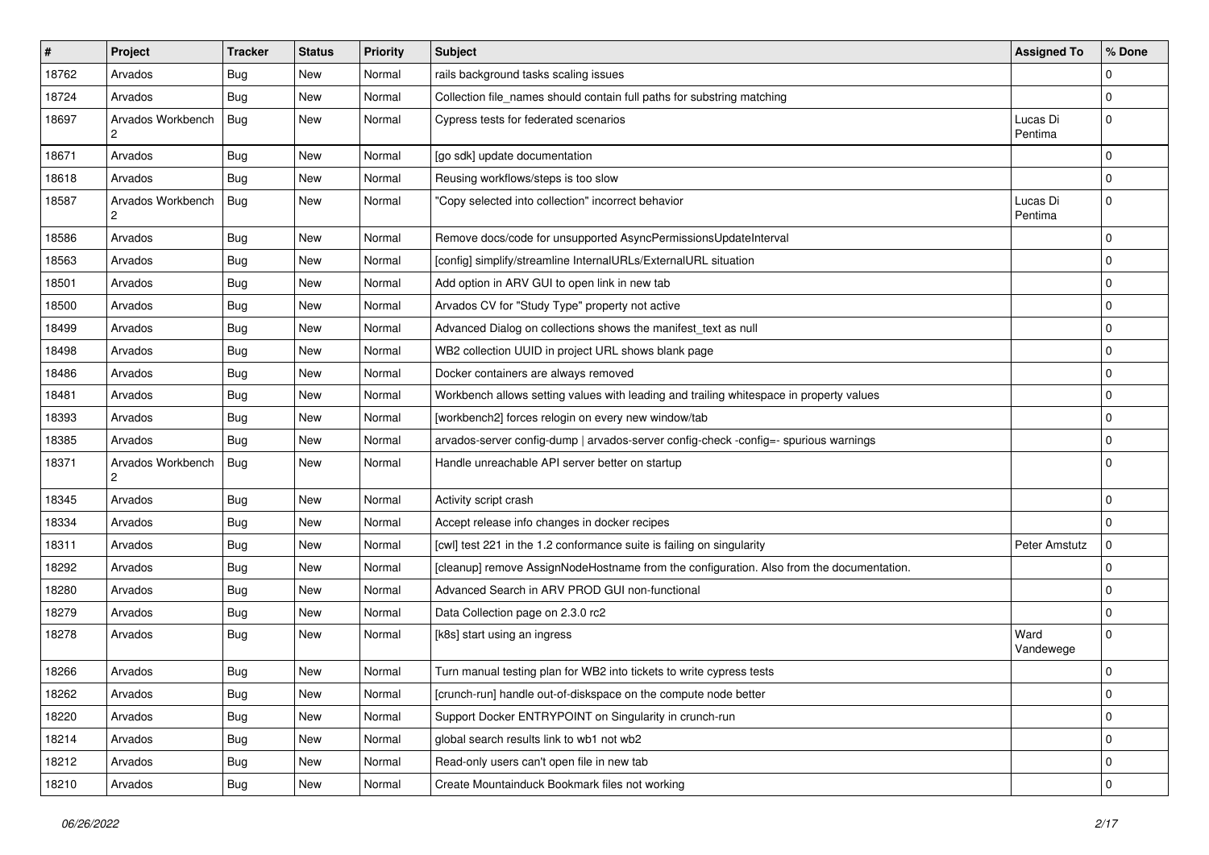| # | Project | Tracker | Status | Priority | Subject | Assigned To | % Done |
| --- | --- | --- | --- | --- | --- | --- | --- |
| 18762 | Arvados | Bug | New | Normal | rails background tasks scaling issues | | 0 |
| 18724 | Arvados | Bug | New | Normal | Collection file_names should contain full paths for substring matching | | 0 |
| 18697 | Arvados Workbench 2 | Bug | New | Normal | Cypress tests for federated scenarios | Lucas Di Pentima | 0 |
| 18671 | Arvados | Bug | New | Normal | [go sdk] update documentation | | 0 |
| 18618 | Arvados | Bug | New | Normal | Reusing workflows/steps is too slow | | 0 |
| 18587 | Arvados Workbench 2 | Bug | New | Normal | "Copy selected into collection" incorrect behavior | Lucas Di Pentima | 0 |
| 18586 | Arvados | Bug | New | Normal | Remove docs/code for unsupported AsyncPermissionsUpdateInterval | | 0 |
| 18563 | Arvados | Bug | New | Normal | [config] simplify/streamline InternalURLs/ExternalURL situation | | 0 |
| 18501 | Arvados | Bug | New | Normal | Add option in ARV GUI to open link in new tab | | 0 |
| 18500 | Arvados | Bug | New | Normal | Arvados CV for "Study Type" property not active | | 0 |
| 18499 | Arvados | Bug | New | Normal | Advanced Dialog on collections shows the manifest_text as null | | 0 |
| 18498 | Arvados | Bug | New | Normal | WB2 collection UUID in project URL shows blank page | | 0 |
| 18486 | Arvados | Bug | New | Normal | Docker containers are always removed | | 0 |
| 18481 | Arvados | Bug | New | Normal | Workbench allows setting values with leading and trailing whitespace in property values | | 0 |
| 18393 | Arvados | Bug | New | Normal | [workbench2] forces relogin on every new window/tab | | 0 |
| 18385 | Arvados | Bug | New | Normal | arvados-server config-dump \| arvados-server config-check -config=- spurious warnings | | 0 |
| 18371 | Arvados Workbench 2 | Bug | New | Normal | Handle unreachable API server better on startup | | 0 |
| 18345 | Arvados | Bug | New | Normal | Activity script crash | | 0 |
| 18334 | Arvados | Bug | New | Normal | Accept release info changes in docker recipes | | 0 |
| 18311 | Arvados | Bug | New | Normal | [cwl] test 221 in the 1.2 conformance suite is failing on singularity | Peter Amstutz | 0 |
| 18292 | Arvados | Bug | New | Normal | [cleanup] remove AssignNodeHostname from the configuration. Also from the documentation. | | 0 |
| 18280 | Arvados | Bug | New | Normal | Advanced Search in ARV PROD GUI non-functional | | 0 |
| 18279 | Arvados | Bug | New | Normal | Data Collection page on 2.3.0 rc2 | | 0 |
| 18278 | Arvados | Bug | New | Normal | [k8s] start using an ingress | Ward Vandewege | 0 |
| 18266 | Arvados | Bug | New | Normal | Turn manual testing plan for WB2 into tickets to write cypress tests | | 0 |
| 18262 | Arvados | Bug | New | Normal | [crunch-run] handle out-of-diskspace on the compute node better | | 0 |
| 18220 | Arvados | Bug | New | Normal | Support Docker ENTRYPOINT on Singularity in crunch-run | | 0 |
| 18214 | Arvados | Bug | New | Normal | global search results link to wb1 not wb2 | | 0 |
| 18212 | Arvados | Bug | New | Normal | Read-only users can't open file in new tab | | 0 |
| 18210 | Arvados | Bug | New | Normal | Create Mountainduck Bookmark files not working | | 0 |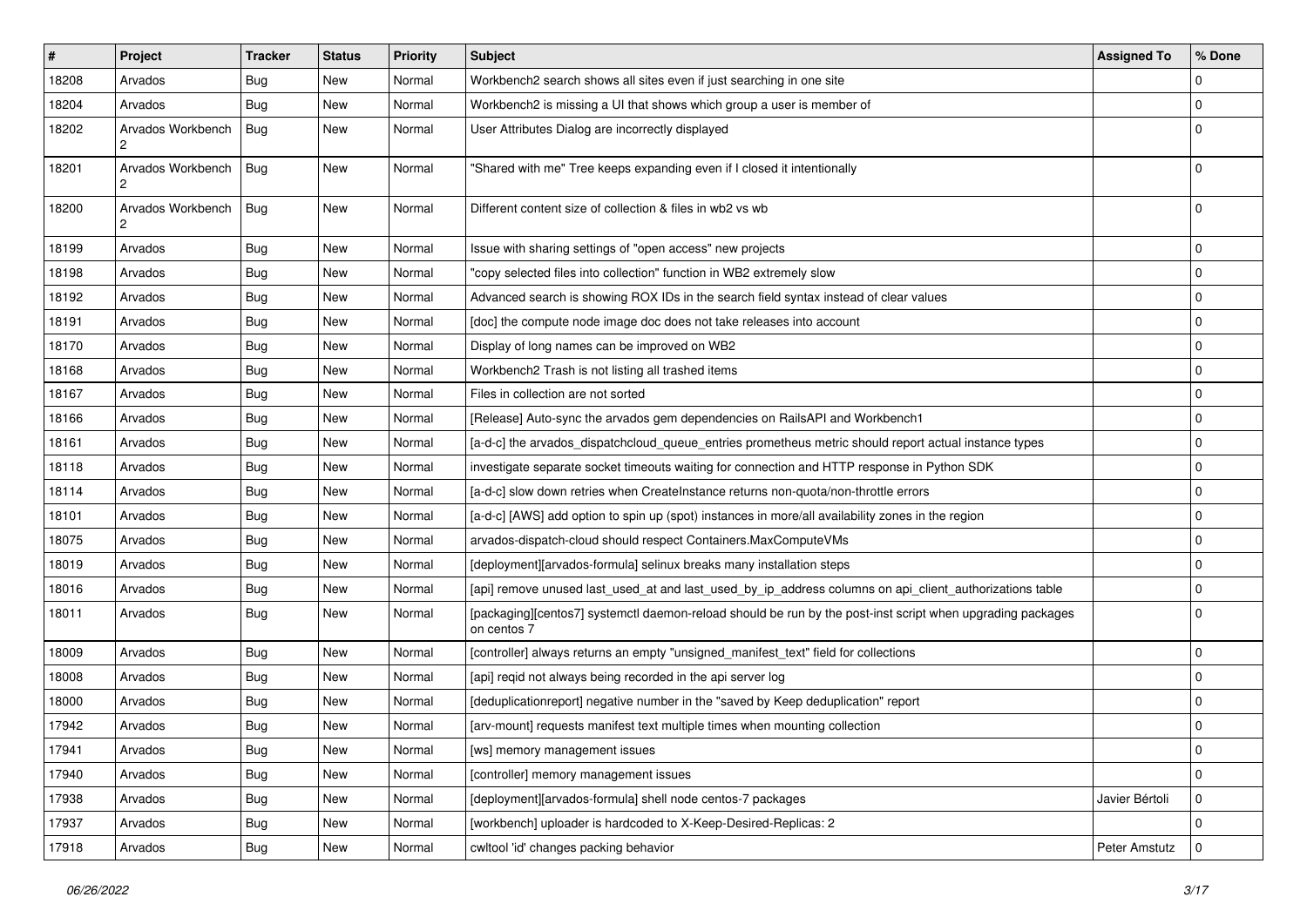| # | Project | Tracker | Status | Priority | Subject | Assigned To | % Done |
|---|---|---|---|---|---|---|---|
| 18208 | Arvados | Bug | New | Normal | Workbench2 search shows all sites even if just searching in one site | | 0 |
| 18204 | Arvados | Bug | New | Normal | Workbench2 is missing a UI that shows which group a user is member of | | 0 |
| 18202 | Arvados Workbench 2 | Bug | New | Normal | User Attributes Dialog are incorrectly displayed | | 0 |
| 18201 | Arvados Workbench 2 | Bug | New | Normal | "Shared with me" Tree keeps expanding even if I closed it intentionally | | 0 |
| 18200 | Arvados Workbench 2 | Bug | New | Normal | Different content size of collection & files in wb2 vs wb | | 0 |
| 18199 | Arvados | Bug | New | Normal | Issue with sharing settings of "open access" new projects | | 0 |
| 18198 | Arvados | Bug | New | Normal | "copy selected files into collection" function in WB2 extremely slow | | 0 |
| 18192 | Arvados | Bug | New | Normal | Advanced search is showing ROX IDs in the search field syntax instead of clear values | | 0 |
| 18191 | Arvados | Bug | New | Normal | [doc] the compute node image doc does not take releases into account | | 0 |
| 18170 | Arvados | Bug | New | Normal | Display of long names can be improved on WB2 | | 0 |
| 18168 | Arvados | Bug | New | Normal | Workbench2 Trash is not listing all trashed items | | 0 |
| 18167 | Arvados | Bug | New | Normal | Files in collection are not sorted | | 0 |
| 18166 | Arvados | Bug | New | Normal | [Release] Auto-sync the arvados gem dependencies on RailsAPI and Workbench1 | | 0 |
| 18161 | Arvados | Bug | New | Normal | [a-d-c] the arvados_dispatchcloud_queue_entries prometheus metric should report actual instance types | | 0 |
| 18118 | Arvados | Bug | New | Normal | investigate separate socket timeouts waiting for connection and HTTP response in Python SDK | | 0 |
| 18114 | Arvados | Bug | New | Normal | [a-d-c] slow down retries when CreateInstance returns non-quota/non-throttle errors | | 0 |
| 18101 | Arvados | Bug | New | Normal | [a-d-c] [AWS] add option to spin up (spot) instances in more/all availability zones in the region | | 0 |
| 18075 | Arvados | Bug | New | Normal | arvados-dispatch-cloud should respect Containers.MaxComputeVMs | | 0 |
| 18019 | Arvados | Bug | New | Normal | [deployment][arvados-formula] selinux breaks many installation steps | | 0 |
| 18016 | Arvados | Bug | New | Normal | [api] remove unused last_used_at and last_used_by_ip_address columns on api_client_authorizations table | | 0 |
| 18011 | Arvados | Bug | New | Normal | [packaging][centos7] systemctl daemon-reload should be run by the post-inst script when upgrading packages on centos 7 | | 0 |
| 18009 | Arvados | Bug | New | Normal | [controller] always returns an empty "unsigned_manifest_text" field for collections | | 0 |
| 18008 | Arvados | Bug | New | Normal | [api] reqid not always being recorded in the api server log | | 0 |
| 18000 | Arvados | Bug | New | Normal | [deduplicationreport] negative number in the "saved by Keep deduplication" report | | 0 |
| 17942 | Arvados | Bug | New | Normal | [arv-mount] requests manifest text multiple times when mounting collection | | 0 |
| 17941 | Arvados | Bug | New | Normal | [ws] memory management issues | | 0 |
| 17940 | Arvados | Bug | New | Normal | [controller] memory management issues | | 0 |
| 17938 | Arvados | Bug | New | Normal | [deployment][arvados-formula] shell node centos-7 packages | Javier Bértoli | 0 |
| 17937 | Arvados | Bug | New | Normal | [workbench] uploader is hardcoded to X-Keep-Desired-Replicas: 2 | | 0 |
| 17918 | Arvados | Bug | New | Normal | cwltool 'id' changes packing behavior | Peter Amstutz | 0 |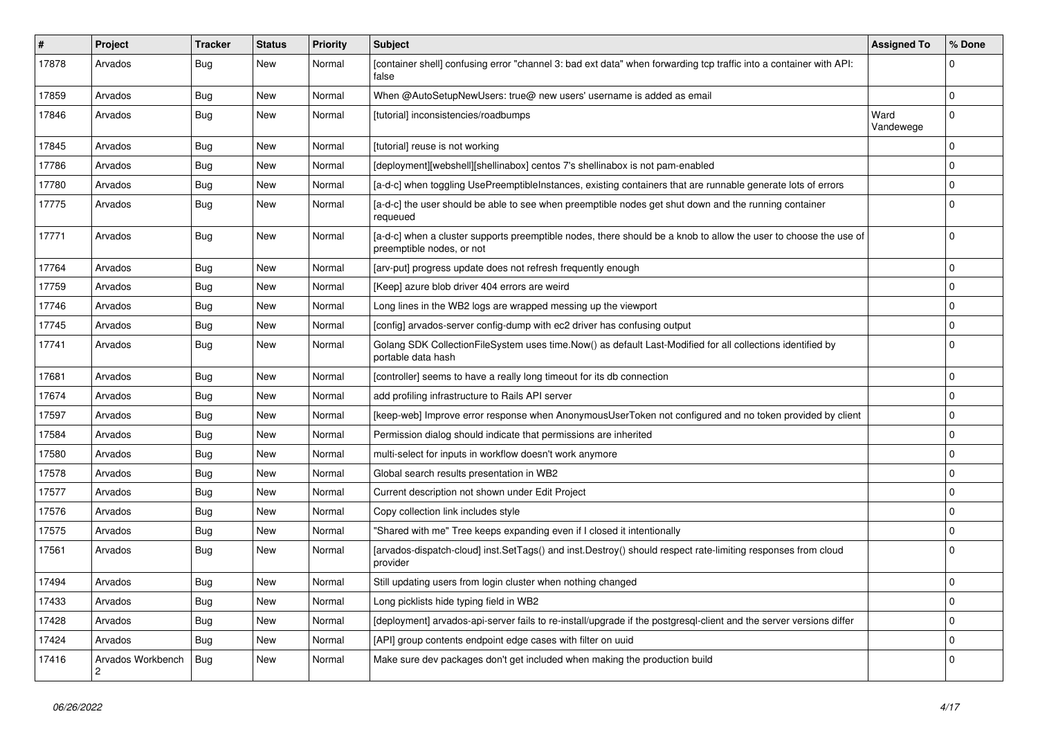| # | Project | Tracker | Status | Priority | Subject | Assigned To | % Done |
|---|---|---|---|---|---|---|---|
| 17878 | Arvados | Bug | New | Normal | [container shell] confusing error "channel 3: bad ext data" when forwarding tcp traffic into a container with API: false | | 0 |
| 17859 | Arvados | Bug | New | Normal | When @AutoSetupNewUsers: true@ new users' username is added as email | | 0 |
| 17846 | Arvados | Bug | New | Normal | [tutorial] inconsistencies/roadbumps | Ward Vandewege | 0 |
| 17845 | Arvados | Bug | New | Normal | [tutorial] reuse is not working | | 0 |
| 17786 | Arvados | Bug | New | Normal | [deployment][webshell][shellinabox] centos 7's shellinabox is not pam-enabled | | 0 |
| 17780 | Arvados | Bug | New | Normal | [a-d-c] when toggling UsePreemptibleInstances, existing containers that are runnable generate lots of errors | | 0 |
| 17775 | Arvados | Bug | New | Normal | [a-d-c] the user should be able to see when preemptible nodes get shut down and the running container requeued | | 0 |
| 17771 | Arvados | Bug | New | Normal | [a-d-c] when a cluster supports preemptible nodes, there should be a knob to allow the user to choose the use of preemptible nodes, or not | | 0 |
| 17764 | Arvados | Bug | New | Normal | [arv-put] progress update does not refresh frequently enough | | 0 |
| 17759 | Arvados | Bug | New | Normal | [Keep] azure blob driver 404 errors are weird | | 0 |
| 17746 | Arvados | Bug | New | Normal | Long lines in the WB2 logs are wrapped messing up the viewport | | 0 |
| 17745 | Arvados | Bug | New | Normal | [config] arvados-server config-dump with ec2 driver has confusing output | | 0 |
| 17741 | Arvados | Bug | New | Normal | Golang SDK CollectionFileSystem uses time.Now() as default Last-Modified for all collections identified by portable data hash | | 0 |
| 17681 | Arvados | Bug | New | Normal | [controller] seems to have a really long timeout for its db connection | | 0 |
| 17674 | Arvados | Bug | New | Normal | add profiling infrastructure to Rails API server | | 0 |
| 17597 | Arvados | Bug | New | Normal | [keep-web] Improve error response when AnonymousUserToken not configured and no token provided by client | | 0 |
| 17584 | Arvados | Bug | New | Normal | Permission dialog should indicate that permissions are inherited | | 0 |
| 17580 | Arvados | Bug | New | Normal | multi-select for inputs in workflow doesn't work anymore | | 0 |
| 17578 | Arvados | Bug | New | Normal | Global search results presentation in WB2 | | 0 |
| 17577 | Arvados | Bug | New | Normal | Current description not shown under Edit Project | | 0 |
| 17576 | Arvados | Bug | New | Normal | Copy collection link includes style | | 0 |
| 17575 | Arvados | Bug | New | Normal | "Shared with me" Tree keeps expanding even if I closed it intentionally | | 0 |
| 17561 | Arvados | Bug | New | Normal | [arvados-dispatch-cloud] inst.SetTags() and inst.Destroy() should respect rate-limiting responses from cloud provider | | 0 |
| 17494 | Arvados | Bug | New | Normal | Still updating users from login cluster when nothing changed | | 0 |
| 17433 | Arvados | Bug | New | Normal | Long picklists hide typing field in WB2 | | 0 |
| 17428 | Arvados | Bug | New | Normal | [deployment] arvados-api-server fails to re-install/upgrade if the postgresql-client and the server versions differ | | 0 |
| 17424 | Arvados | Bug | New | Normal | [API] group contents endpoint edge cases with filter on uuid | | 0 |
| 17416 | Arvados Workbench 2 | Bug | New | Normal | Make sure dev packages don't get included when making the production build | | 0 |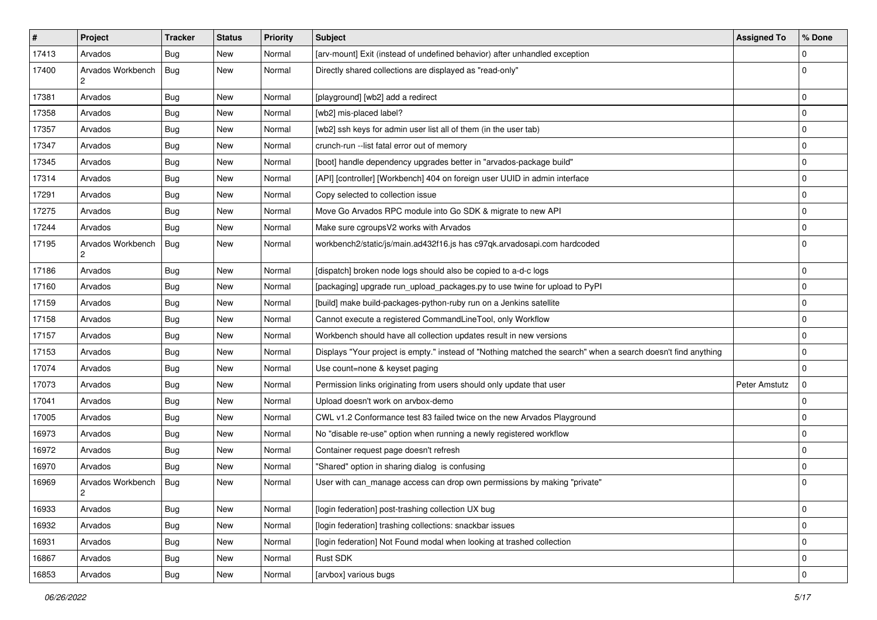| # | Project | Tracker | Status | Priority | Subject | Assigned To | % Done |
|---|---|---|---|---|---|---|---|
| 17413 | Arvados | Bug | New | Normal | [arv-mount] Exit (instead of undefined behavior) after unhandled exception | | 0 |
| 17400 | Arvados Workbench 2 | Bug | New | Normal | Directly shared collections are displayed as "read-only" | | 0 |
| 17381 | Arvados | Bug | New | Normal | [playground] [wb2] add a redirect | | 0 |
| 17358 | Arvados | Bug | New | Normal | [wb2] mis-placed label? | | 0 |
| 17357 | Arvados | Bug | New | Normal | [wb2] ssh keys for admin user list all of them (in the user tab) | | 0 |
| 17347 | Arvados | Bug | New | Normal | crunch-run --list fatal error out of memory | | 0 |
| 17345 | Arvados | Bug | New | Normal | [boot] handle dependency upgrades better in "arvados-package build" | | 0 |
| 17314 | Arvados | Bug | New | Normal | [API] [controller] [Workbench] 404 on foreign user UUID in admin interface | | 0 |
| 17291 | Arvados | Bug | New | Normal | Copy selected to collection issue | | 0 |
| 17275 | Arvados | Bug | New | Normal | Move Go Arvados RPC module into Go SDK & migrate to new API | | 0 |
| 17244 | Arvados | Bug | New | Normal | Make sure cgroupsV2 works with Arvados | | 0 |
| 17195 | Arvados Workbench 2 | Bug | New | Normal | workbench2/static/js/main.ad432f16.js has c97qk.arvadosapi.com hardcoded | | 0 |
| 17186 | Arvados | Bug | New | Normal | [dispatch] broken node logs should also be copied to a-d-c logs | | 0 |
| 17160 | Arvados | Bug | New | Normal | [packaging] upgrade run_upload_packages.py to use twine for upload to PyPI | | 0 |
| 17159 | Arvados | Bug | New | Normal | [build] make build-packages-python-ruby run on a Jenkins satellite | | 0 |
| 17158 | Arvados | Bug | New | Normal | Cannot execute a registered CommandLineTool, only Workflow | | 0 |
| 17157 | Arvados | Bug | New | Normal | Workbench should have all collection updates result in new versions | | 0 |
| 17153 | Arvados | Bug | New | Normal | Displays "Your project is empty." instead of "Nothing matched the search" when a search doesn't find anything | | 0 |
| 17074 | Arvados | Bug | New | Normal | Use count=none & keyset paging | | 0 |
| 17073 | Arvados | Bug | New | Normal | Permission links originating from users should only update that user | Peter Amstutz | 0 |
| 17041 | Arvados | Bug | New | Normal | Upload doesn't work on arvbox-demo | | 0 |
| 17005 | Arvados | Bug | New | Normal | CWL v1.2 Conformance test 83 failed twice on the new Arvados Playground | | 0 |
| 16973 | Arvados | Bug | New | Normal | No "disable re-use" option when running a newly registered workflow | | 0 |
| 16972 | Arvados | Bug | New | Normal | Container request page doesn't refresh | | 0 |
| 16970 | Arvados | Bug | New | Normal | "Shared" option in sharing dialog is confusing | | 0 |
| 16969 | Arvados Workbench 2 | Bug | New | Normal | User with can_manage access can drop own permissions by making "private" | | 0 |
| 16933 | Arvados | Bug | New | Normal | [login federation] post-trashing collection UX bug | | 0 |
| 16932 | Arvados | Bug | New | Normal | [login federation] trashing collections: snackbar issues | | 0 |
| 16931 | Arvados | Bug | New | Normal | [login federation] Not Found modal when looking at trashed collection | | 0 |
| 16867 | Arvados | Bug | New | Normal | Rust SDK | | 0 |
| 16853 | Arvados | Bug | New | Normal | [arvbox] various bugs | | 0 |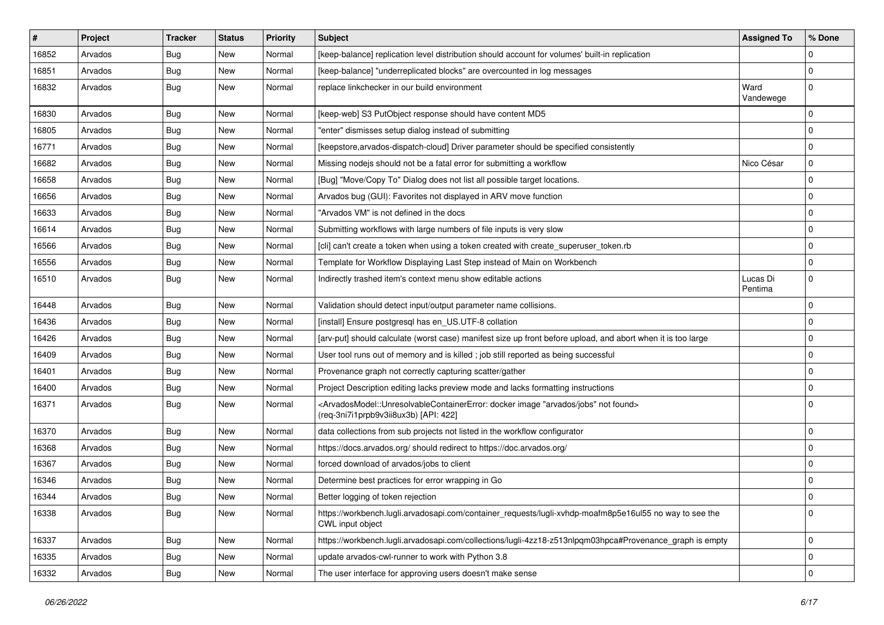| # | Project | Tracker | Status | Priority | Subject | Assigned To | % Done |
|---|---|---|---|---|---|---|---|
| 16852 | Arvados | Bug | New | Normal | [keep-balance] replication level distribution should account for volumes' built-in replication | | 0 |
| 16851 | Arvados | Bug | New | Normal | [keep-balance] "underreplicated blocks" are overcounted in log messages | | 0 |
| 16832 | Arvados | Bug | New | Normal | replace linkchecker in our build environment | Ward Vandewege | 0 |
| 16830 | Arvados | Bug | New | Normal | [keep-web] S3 PutObject response should have content MD5 | | 0 |
| 16805 | Arvados | Bug | New | Normal | "enter" dismisses setup dialog instead of submitting | | 0 |
| 16771 | Arvados | Bug | New | Normal | [keepstore,arvados-dispatch-cloud] Driver parameter should be specified consistently | | 0 |
| 16682 | Arvados | Bug | New | Normal | Missing nodejs should not be a fatal error for submitting a workflow | Nico César | 0 |
| 16658 | Arvados | Bug | New | Normal | [Bug] "Move/Copy To" Dialog does not list all possible target locations. | | 0 |
| 16656 | Arvados | Bug | New | Normal | Arvados bug (GUI): Favorites not displayed in ARV move function | | 0 |
| 16633 | Arvados | Bug | New | Normal | "Arvados VM" is not defined in the docs | | 0 |
| 16614 | Arvados | Bug | New | Normal | Submitting workflows with large numbers of file inputs is very slow | | 0 |
| 16566 | Arvados | Bug | New | Normal | [cli] can't create a token when using a token created with create_superuser_token.rb | | 0 |
| 16556 | Arvados | Bug | New | Normal | Template for Workflow Displaying Last Step instead of Main on Workbench | | 0 |
| 16510 | Arvados | Bug | New | Normal | Indirectly trashed item's context menu show editable actions | Lucas Di Pentima | 0 |
| 16448 | Arvados | Bug | New | Normal | Validation should detect input/output parameter name collisions. | | 0 |
| 16436 | Arvados | Bug | New | Normal | [install] Ensure postgresql has en_US.UTF-8 collation | | 0 |
| 16426 | Arvados | Bug | New | Normal | [arv-put] should calculate (worst case) manifest size up front before upload, and abort when it is too large | | 0 |
| 16409 | Arvados | Bug | New | Normal | User tool runs out of memory and is killed ; job still reported as being successful | | 0 |
| 16401 | Arvados | Bug | New | Normal | Provenance graph not correctly capturing scatter/gather | | 0 |
| 16400 | Arvados | Bug | New | Normal | Project Description editing lacks preview mode and lacks formatting instructions | | 0 |
| 16371 | Arvados | Bug | New | Normal | <ArvadosModel::UnresolvableContainerError: docker image "arvados/jobs" not found> (req-3ni7i1prpb9v3ii8ux3b) [API: 422] | | 0 |
| 16370 | Arvados | Bug | New | Normal | data collections from sub projects not listed in the workflow configurator | | 0 |
| 16368 | Arvados | Bug | New | Normal | https://docs.arvados.org/ should redirect to https://doc.arvados.org/ | | 0 |
| 16367 | Arvados | Bug | New | Normal | forced download of arvados/jobs to client | | 0 |
| 16346 | Arvados | Bug | New | Normal | Determine best practices for error wrapping in Go | | 0 |
| 16344 | Arvados | Bug | New | Normal | Better logging of token rejection | | 0 |
| 16338 | Arvados | Bug | New | Normal | https://workbench.lugli.arvadosapi.com/container_requests/lugli-xvhdp-moafm8p5e16ul55 no way to see the CWL input object | | 0 |
| 16337 | Arvados | Bug | New | Normal | https://workbench.lugli.arvadosapi.com/collections/lugli-4zz18-z513nlpqm03hpca#Provenance_graph is empty | | 0 |
| 16335 | Arvados | Bug | New | Normal | update arvados-cwl-runner to work with Python 3.8 | | 0 |
| 16332 | Arvados | Bug | New | Normal | The user interface for approving users doesn't make sense | | 0 |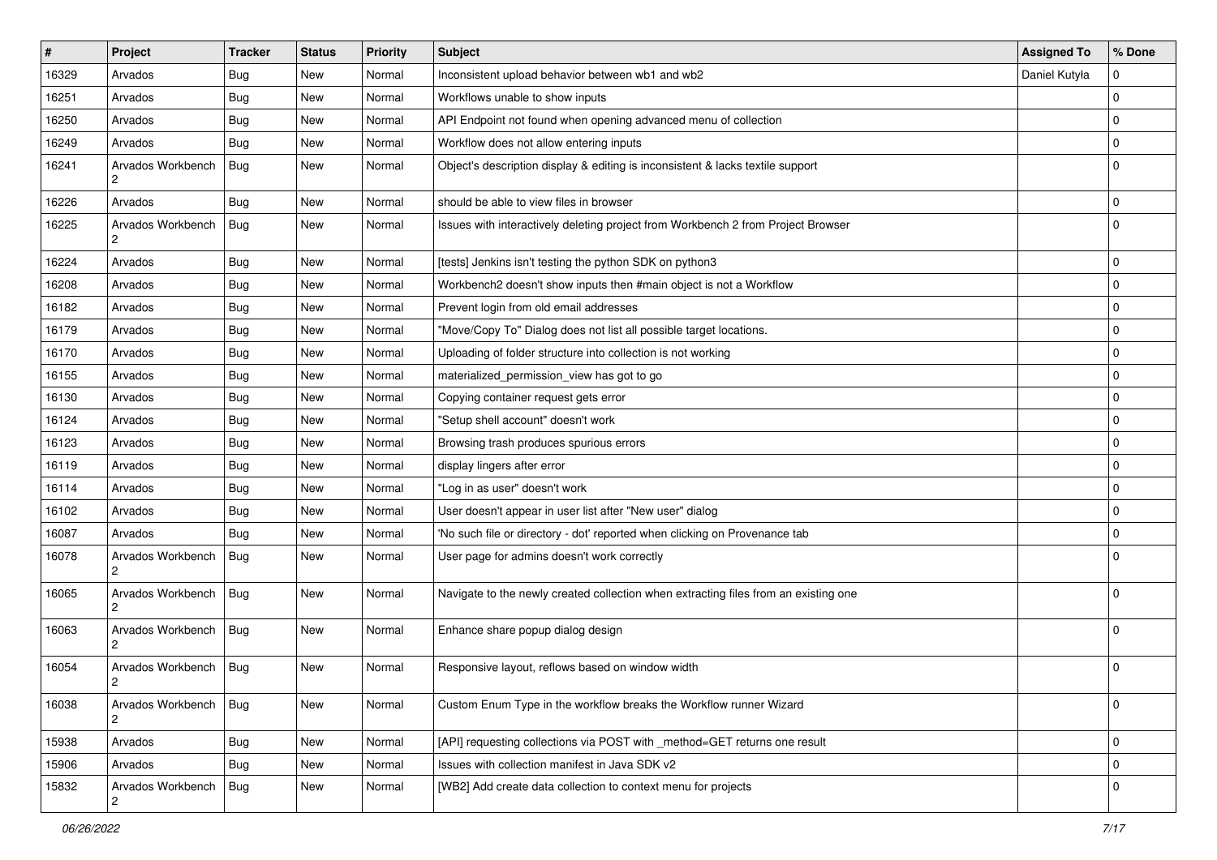| # | Project | Tracker | Status | Priority | Subject | Assigned To | % Done |
|---|---|---|---|---|---|---|---|
| 16329 | Arvados | Bug | New | Normal | Inconsistent upload behavior between wb1 and wb2 | Daniel Kutyła | 0 |
| 16251 | Arvados | Bug | New | Normal | Workflows unable to show inputs | | 0 |
| 16250 | Arvados | Bug | New | Normal | API Endpoint not found when opening advanced menu of collection | | 0 |
| 16249 | Arvados | Bug | New | Normal | Workflow does not allow entering inputs | | 0 |
| 16241 | Arvados Workbench 2 | Bug | New | Normal | Object's description display & editing is inconsistent & lacks textile support | | 0 |
| 16226 | Arvados | Bug | New | Normal | should be able to view files in browser | | 0 |
| 16225 | Arvados Workbench 2 | Bug | New | Normal | Issues with interactively deleting project from Workbench 2 from Project Browser | | 0 |
| 16224 | Arvados | Bug | New | Normal | [tests] Jenkins isn't testing the python SDK on python3 | | 0 |
| 16208 | Arvados | Bug | New | Normal | Workbench2 doesn't show inputs then #main object is not a Workflow | | 0 |
| 16182 | Arvados | Bug | New | Normal | Prevent login from old email addresses | | 0 |
| 16179 | Arvados | Bug | New | Normal | "Move/Copy To" Dialog does not list all possible target locations. | | 0 |
| 16170 | Arvados | Bug | New | Normal | Uploading of folder structure into collection is not working | | 0 |
| 16155 | Arvados | Bug | New | Normal | materialized_permission_view has got to go | | 0 |
| 16130 | Arvados | Bug | New | Normal | Copying container request gets error | | 0 |
| 16124 | Arvados | Bug | New | Normal | "Setup shell account" doesn't work | | 0 |
| 16123 | Arvados | Bug | New | Normal | Browsing trash produces spurious errors | | 0 |
| 16119 | Arvados | Bug | New | Normal | display lingers after error | | 0 |
| 16114 | Arvados | Bug | New | Normal | "Log in as user" doesn't work | | 0 |
| 16102 | Arvados | Bug | New | Normal | User doesn't appear in user list after "New user" dialog | | 0 |
| 16087 | Arvados | Bug | New | Normal | 'No such file or directory - dot' reported when clicking on Provenance tab | | 0 |
| 16078 | Arvados Workbench 2 | Bug | New | Normal | User page for admins doesn't work correctly | | 0 |
| 16065 | Arvados Workbench 2 | Bug | New | Normal | Navigate to the newly created collection when extracting files from an existing one | | 0 |
| 16063 | Arvados Workbench 2 | Bug | New | Normal | Enhance share popup dialog design | | 0 |
| 16054 | Arvados Workbench 2 | Bug | New | Normal | Responsive layout, reflows based on window width | | 0 |
| 16038 | Arvados Workbench 2 | Bug | New | Normal | Custom Enum Type in the workflow breaks the Workflow runner Wizard | | 0 |
| 15938 | Arvados | Bug | New | Normal | [API] requesting collections via POST with _method=GET returns one result | | 0 |
| 15906 | Arvados | Bug | New | Normal | Issues with collection manifest in Java SDK v2 | | 0 |
| 15832 | Arvados Workbench 2 | Bug | New | Normal | [WB2] Add create data collection to context menu for projects | | 0 |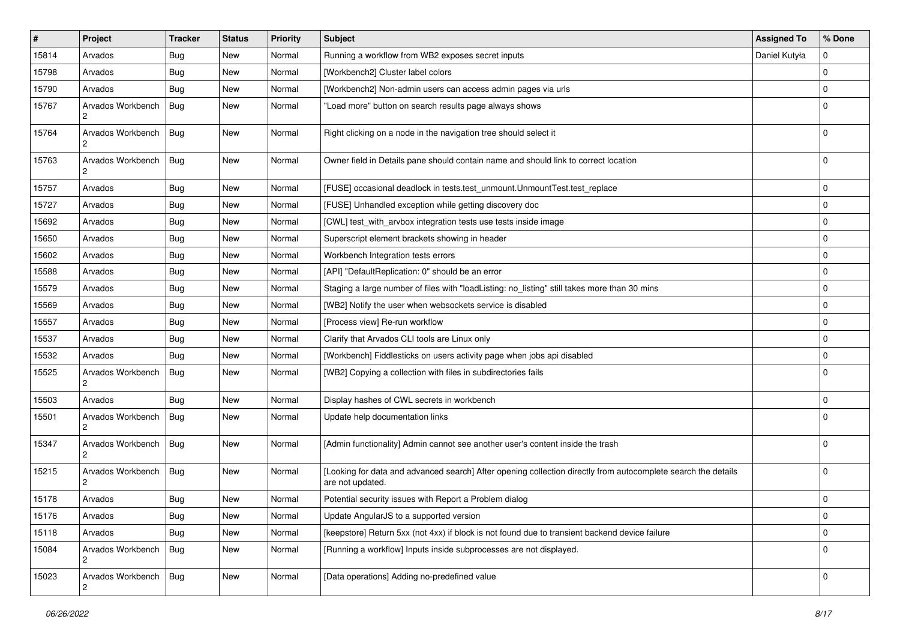| # | Project | Tracker | Status | Priority | Subject | Assigned To | % Done |
|---|---|---|---|---|---|---|---|
| 15814 | Arvados | Bug | New | Normal | Running a workflow from WB2 exposes secret inputs | Daniel Kutyła | 0 |
| 15798 | Arvados | Bug | New | Normal | [Workbench2] Cluster label colors | | 0 |
| 15790 | Arvados | Bug | New | Normal | [Workbench2] Non-admin users can access admin pages via urls | | 0 |
| 15767 | Arvados Workbench 2 | Bug | New | Normal | "Load more" button on search results page always shows | | 0 |
| 15764 | Arvados Workbench 2 | Bug | New | Normal | Right clicking on a node in the navigation tree should select it | | 0 |
| 15763 | Arvados Workbench 2 | Bug | New | Normal | Owner field in Details pane should contain name and should link to correct location | | 0 |
| 15757 | Arvados | Bug | New | Normal | [FUSE] occasional deadlock in tests.test_unmount.UnmountTest.test_replace | | 0 |
| 15727 | Arvados | Bug | New | Normal | [FUSE] Unhandled exception while getting discovery doc | | 0 |
| 15692 | Arvados | Bug | New | Normal | [CWL] test_with_arvbox integration tests use tests inside image | | 0 |
| 15650 | Arvados | Bug | New | Normal | Superscript element brackets showing in header | | 0 |
| 15602 | Arvados | Bug | New | Normal | Workbench Integration tests errors | | 0 |
| 15588 | Arvados | Bug | New | Normal | [API] "DefaultReplication: 0" should be an error | | 0 |
| 15579 | Arvados | Bug | New | Normal | Staging a large number of files with "loadListing: no_listing" still takes more than 30 mins | | 0 |
| 15569 | Arvados | Bug | New | Normal | [WB2] Notify the user when websockets service is disabled | | 0 |
| 15557 | Arvados | Bug | New | Normal | [Process view] Re-run workflow | | 0 |
| 15537 | Arvados | Bug | New | Normal | Clarify that Arvados CLI tools are Linux only | | 0 |
| 15532 | Arvados | Bug | New | Normal | [Workbench] Fiddlesticks on users activity page when jobs api disabled | | 0 |
| 15525 | Arvados Workbench 2 | Bug | New | Normal | [WB2] Copying a collection with files in subdirectories fails | | 0 |
| 15503 | Arvados | Bug | New | Normal | Display hashes of CWL secrets in workbench | | 0 |
| 15501 | Arvados Workbench 2 | Bug | New | Normal | Update help documentation links | | 0 |
| 15347 | Arvados Workbench 2 | Bug | New | Normal | [Admin functionality] Admin cannot see another user's content inside the trash | | 0 |
| 15215 | Arvados Workbench 2 | Bug | New | Normal | [Looking for data and advanced search] After opening collection directly from autocomplete search the details are not updated. | | 0 |
| 15178 | Arvados | Bug | New | Normal | Potential security issues with Report a Problem dialog | | 0 |
| 15176 | Arvados | Bug | New | Normal | Update AngularJS to a supported version | | 0 |
| 15118 | Arvados | Bug | New | Normal | [keepstore] Return 5xx (not 4xx) if block is not found due to transient backend device failure | | 0 |
| 15084 | Arvados Workbench 2 | Bug | New | Normal | [Running a workflow] Inputs inside subprocesses are not displayed. | | 0 |
| 15023 | Arvados Workbench 2 | Bug | New | Normal | [Data operations] Adding no-predefined value | | 0 |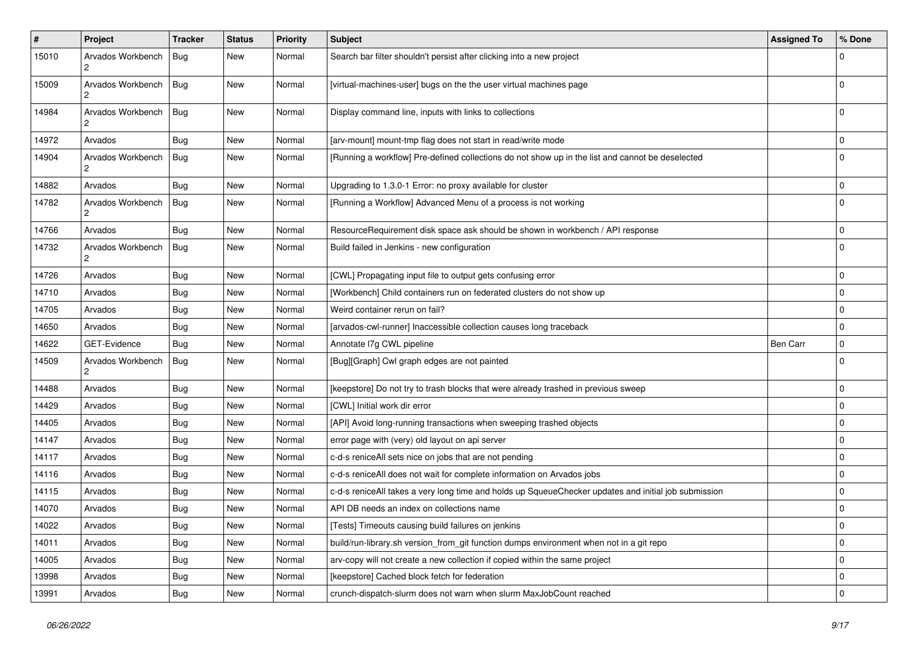| # | Project | Tracker | Status | Priority | Subject | Assigned To | % Done |
|---|---|---|---|---|---|---|---|
| 15010 | Arvados Workbench 2 | Bug | New | Normal | Search bar filter shouldn't persist after clicking into a new project | | 0 |
| 15009 | Arvados Workbench 2 | Bug | New | Normal | [virtual-machines-user] bugs on the the user virtual machines page | | 0 |
| 14984 | Arvados Workbench 2 | Bug | New | Normal | Display command line, inputs with links to collections | | 0 |
| 14972 | Arvados | Bug | New | Normal | [arv-mount] mount-tmp flag does not start in read/write mode | | 0 |
| 14904 | Arvados Workbench 2 | Bug | New | Normal | [Running a workflow] Pre-defined collections do not show up in the list and cannot be deselected | | 0 |
| 14882 | Arvados | Bug | New | Normal | Upgrading to 1.3.0-1 Error: no proxy available for cluster | | 0 |
| 14782 | Arvados Workbench 2 | Bug | New | Normal | [Running a Workflow] Advanced Menu of a process is not working | | 0 |
| 14766 | Arvados | Bug | New | Normal | ResourceRequirement disk space ask should be shown in workbench / API response | | 0 |
| 14732 | Arvados Workbench 2 | Bug | New | Normal | Build failed in Jenkins - new configuration | | 0 |
| 14726 | Arvados | Bug | New | Normal | [CWL] Propagating input file to output gets confusing error | | 0 |
| 14710 | Arvados | Bug | New | Normal | [Workbench] Child containers run on federated clusters do not show up | | 0 |
| 14705 | Arvados | Bug | New | Normal | Weird container rerun on fail? | | 0 |
| 14650 | Arvados | Bug | New | Normal | [arvados-cwl-runner] Inaccessible collection causes long traceback | | 0 |
| 14622 | GET-Evidence | Bug | New | Normal | Annotate l7g CWL pipeline | Ben Carr | 0 |
| 14509 | Arvados Workbench 2 | Bug | New | Normal | [Bug][Graph] Cwl graph edges are not painted | | 0 |
| 14488 | Arvados | Bug | New | Normal | [keepstore] Do not try to trash blocks that were already trashed in previous sweep | | 0 |
| 14429 | Arvados | Bug | New | Normal | [CWL] Initial work dir error | | 0 |
| 14405 | Arvados | Bug | New | Normal | [API] Avoid long-running transactions when sweeping trashed objects | | 0 |
| 14147 | Arvados | Bug | New | Normal | error page with (very) old layout on api server | | 0 |
| 14117 | Arvados | Bug | New | Normal | c-d-s reniceAll sets nice on jobs that are not pending | | 0 |
| 14116 | Arvados | Bug | New | Normal | c-d-s reniceAll does not wait for complete information on Arvados jobs | | 0 |
| 14115 | Arvados | Bug | New | Normal | c-d-s reniceAll takes a very long time and holds up SqueueChecker updates and initial job submission | | 0 |
| 14070 | Arvados | Bug | New | Normal | API DB needs an index on collections name | | 0 |
| 14022 | Arvados | Bug | New | Normal | [Tests] Timeouts causing build failures on jenkins | | 0 |
| 14011 | Arvados | Bug | New | Normal | build/run-library.sh version_from_git function dumps environment when not in a git repo | | 0 |
| 14005 | Arvados | Bug | New | Normal | arv-copy will not create a new collection if copied within the same project | | 0 |
| 13998 | Arvados | Bug | New | Normal | [keepstore] Cached block fetch for federation | | 0 |
| 13991 | Arvados | Bug | New | Normal | crunch-dispatch-slurm does not warn when slurm MaxJobCount reached | | 0 |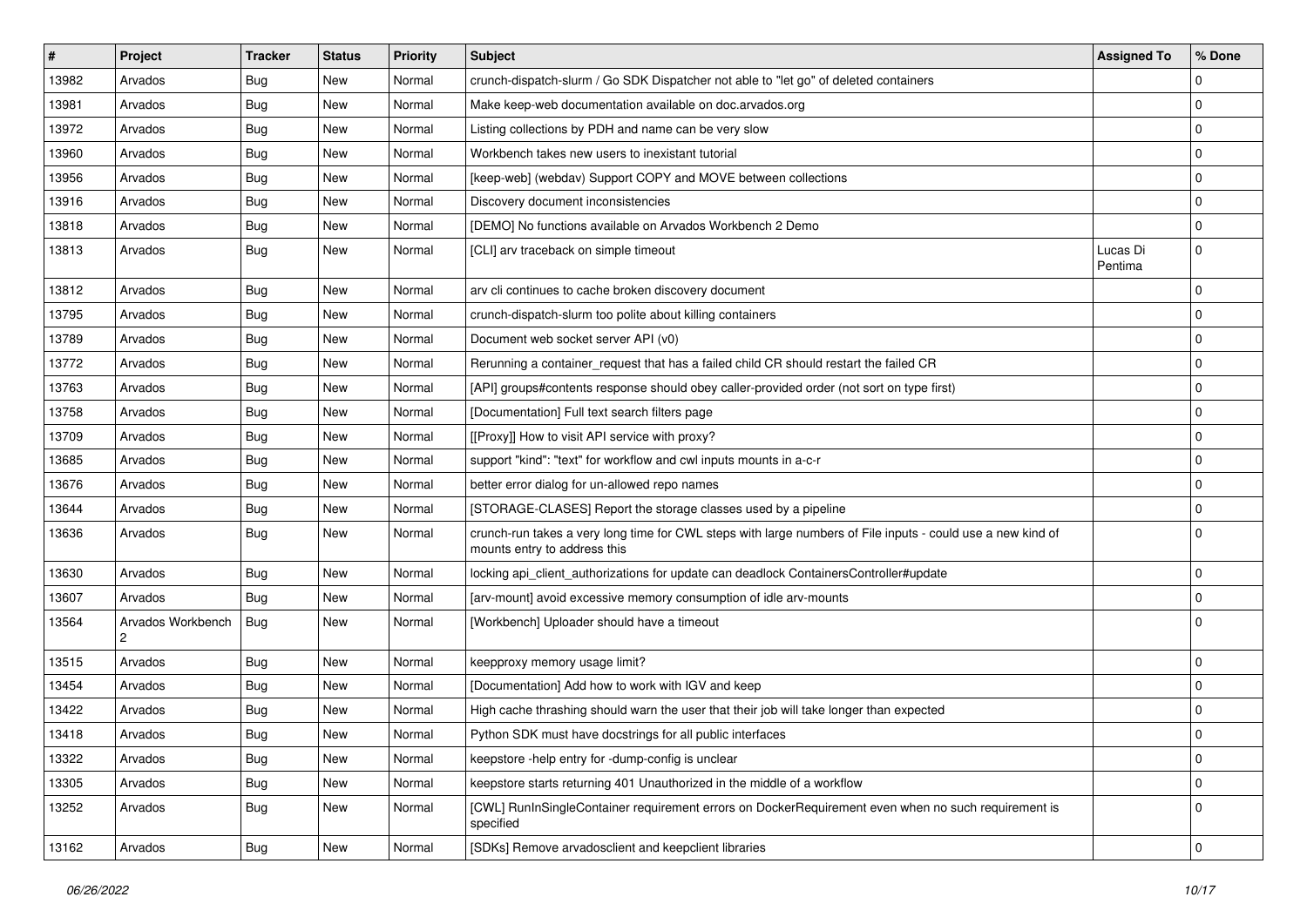| # | Project | Tracker | Status | Priority | Subject | Assigned To | % Done |
|---|---|---|---|---|---|---|---|
| 13982 | Arvados | Bug | New | Normal | crunch-dispatch-slurm / Go SDK Dispatcher not able to "let go" of deleted containers | | 0 |
| 13981 | Arvados | Bug | New | Normal | Make keep-web documentation available on doc.arvados.org | | 0 |
| 13972 | Arvados | Bug | New | Normal | Listing collections by PDH and name can be very slow | | 0 |
| 13960 | Arvados | Bug | New | Normal | Workbench takes new users to inexistant tutorial | | 0 |
| 13956 | Arvados | Bug | New | Normal | [keep-web] (webdav) Support COPY and MOVE between collections | | 0 |
| 13916 | Arvados | Bug | New | Normal | Discovery document inconsistencies | | 0 |
| 13818 | Arvados | Bug | New | Normal | [DEMO] No functions available on Arvados Workbench 2 Demo | | 0 |
| 13813 | Arvados | Bug | New | Normal | [CLI] arv traceback on simple timeout | Lucas Di Pentima | 0 |
| 13812 | Arvados | Bug | New | Normal | arv cli continues to cache broken discovery document | | 0 |
| 13795 | Arvados | Bug | New | Normal | crunch-dispatch-slurm too polite about killing containers | | 0 |
| 13789 | Arvados | Bug | New | Normal | Document web socket server API (v0) | | 0 |
| 13772 | Arvados | Bug | New | Normal | Rerunning a container_request that has a failed child CR should restart the failed CR | | 0 |
| 13763 | Arvados | Bug | New | Normal | [API] groups#contents response should obey caller-provided order (not sort on type first) | | 0 |
| 13758 | Arvados | Bug | New | Normal | [Documentation] Full text search filters page | | 0 |
| 13709 | Arvados | Bug | New | Normal | [[Proxy]] How to visit API service with proxy? | | 0 |
| 13685 | Arvados | Bug | New | Normal | support "kind": "text" for workflow and cwl inputs mounts in a-c-r | | 0 |
| 13676 | Arvados | Bug | New | Normal | better error dialog for un-allowed repo names | | 0 |
| 13644 | Arvados | Bug | New | Normal | [STORAGE-CLASES] Report the storage classes used by a pipeline | | 0 |
| 13636 | Arvados | Bug | New | Normal | crunch-run takes a very long time for CWL steps with large numbers of File inputs - could use a new kind of mounts entry to address this | | 0 |
| 13630 | Arvados | Bug | New | Normal | locking api_client_authorizations for update can deadlock ContainersController#update | | 0 |
| 13607 | Arvados | Bug | New | Normal | [arv-mount] avoid excessive memory consumption of idle arv-mounts | | 0 |
| 13564 | Arvados Workbench 2 | Bug | New | Normal | [Workbench] Uploader should have a timeout | | 0 |
| 13515 | Arvados | Bug | New | Normal | keepproxy memory usage limit? | | 0 |
| 13454 | Arvados | Bug | New | Normal | [Documentation] Add how to work with IGV and keep | | 0 |
| 13422 | Arvados | Bug | New | Normal | High cache thrashing should warn the user that their job will take longer than expected | | 0 |
| 13418 | Arvados | Bug | New | Normal | Python SDK must have docstrings for all public interfaces | | 0 |
| 13322 | Arvados | Bug | New | Normal | keepstore -help entry for -dump-config is unclear | | 0 |
| 13305 | Arvados | Bug | New | Normal | keepstore starts returning 401 Unauthorized in the middle of a workflow | | 0 |
| 13252 | Arvados | Bug | New | Normal | [CWL] RunInSingleContainer requirement errors on DockerRequirement even when no such requirement is specified | | 0 |
| 13162 | Arvados | Bug | New | Normal | [SDKs] Remove arvadosclient and keepclient libraries | | 0 |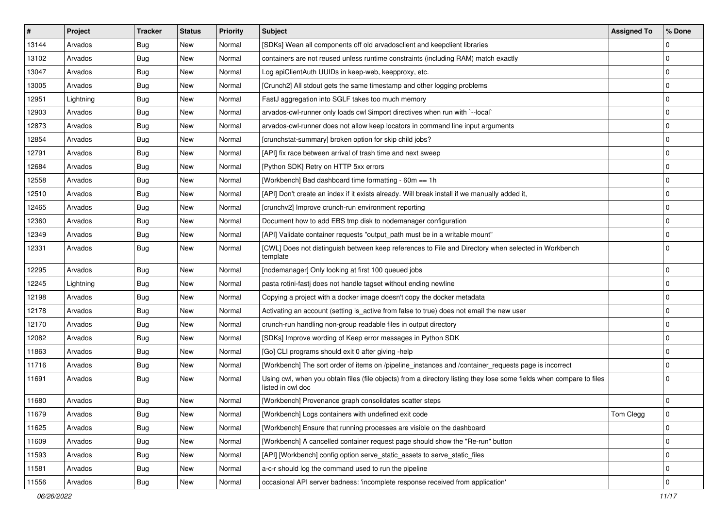| # | Project | Tracker | Status | Priority | Subject | Assigned To | % Done |
|---|---|---|---|---|---|---|---|
| 13144 | Arvados | Bug | New | Normal | [SDKs] Wean all components off old arvadosclient and keepclient libraries | | 0 |
| 13102 | Arvados | Bug | New | Normal | containers are not reused unless runtime constraints (including RAM) match exactly | | 0 |
| 13047 | Arvados | Bug | New | Normal | Log apiClientAuth UUIDs in keep-web, keepproxy, etc. | | 0 |
| 13005 | Arvados | Bug | New | Normal | [Crunch2] All stdout gets the same timestamp and other logging problems | | 0 |
| 12951 | Lightning | Bug | New | Normal | FastJ aggregation into SGLF takes too much memory | | 0 |
| 12903 | Arvados | Bug | New | Normal | arvados-cwl-runner only loads cwl $import directives when run with `--local` | | 0 |
| 12873 | Arvados | Bug | New | Normal | arvados-cwl-runner does not allow keep locators in command line input arguments | | 0 |
| 12854 | Arvados | Bug | New | Normal | [crunchstat-summary] broken option for skip child jobs? | | 0 |
| 12791 | Arvados | Bug | New | Normal | [API] fix race between arrival of trash time and next sweep | | 0 |
| 12684 | Arvados | Bug | New | Normal | [Python SDK] Retry on HTTP 5xx errors | | 0 |
| 12558 | Arvados | Bug | New | Normal | [Workbench] Bad dashboard time formatting - 60m == 1h | | 0 |
| 12510 | Arvados | Bug | New | Normal | [API] Don't create an index if it exists already. Will break install if we manually added it, | | 0 |
| 12465 | Arvados | Bug | New | Normal | [crunchv2] Improve crunch-run environment reporting | | 0 |
| 12360 | Arvados | Bug | New | Normal | Document how to add EBS tmp disk to nodemanager configuration | | 0 |
| 12349 | Arvados | Bug | New | Normal | [API] Validate container requests "output_path must be in a writable mount" | | 0 |
| 12331 | Arvados | Bug | New | Normal | [CWL] Does not distinguish between keep references to File and Directory when selected in Workbench template | | 0 |
| 12295 | Arvados | Bug | New | Normal | [nodemanager] Only looking at first 100 queued jobs | | 0 |
| 12245 | Lightning | Bug | New | Normal | pasta rotini-fastj does not handle tagset without ending newline | | 0 |
| 12198 | Arvados | Bug | New | Normal | Copying a project with a docker image doesn't copy the docker metadata | | 0 |
| 12178 | Arvados | Bug | New | Normal | Activating an account (setting is_active from false to true) does not email the new user | | 0 |
| 12170 | Arvados | Bug | New | Normal | crunch-run handling non-group readable files in output directory | | 0 |
| 12082 | Arvados | Bug | New | Normal | [SDKs] Improve wording of Keep error messages in Python SDK | | 0 |
| 11863 | Arvados | Bug | New | Normal | [Go] CLI programs should exit 0 after giving -help | | 0 |
| 11716 | Arvados | Bug | New | Normal | [Workbench] The sort order of items on /pipeline_instances and /container_requests page is incorrect | | 0 |
| 11691 | Arvados | Bug | New | Normal | Using cwl, when you obtain files (file objects) from a directory listing they lose some fields when compare to files listed in cwl doc | | 0 |
| 11680 | Arvados | Bug | New | Normal | [Workbench] Provenance graph consolidates scatter steps | | 0 |
| 11679 | Arvados | Bug | New | Normal | [Workbench] Logs containers with undefined exit code | Tom Clegg | 0 |
| 11625 | Arvados | Bug | New | Normal | [Workbench] Ensure that running processes are visible on the dashboard | | 0 |
| 11609 | Arvados | Bug | New | Normal | [Workbench] A cancelled container request page should show the "Re-run" button | | 0 |
| 11593 | Arvados | Bug | New | Normal | [API] [Workbench] config option serve_static_assets to serve_static_files | | 0 |
| 11581 | Arvados | Bug | New | Normal | a-c-r should log the command used to run the pipeline | | 0 |
| 11556 | Arvados | Bug | New | Normal | occasional API server badness: 'incomplete response received from application' | | 0 |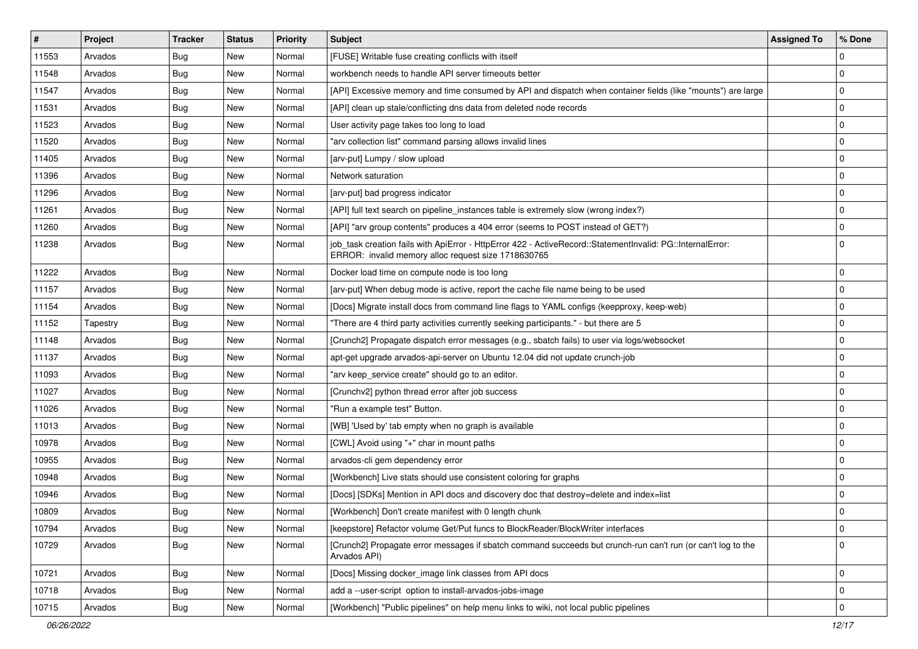| # | Project | Tracker | Status | Priority | Subject | Assigned To | % Done |
|---|---|---|---|---|---|---|---|
| 11553 | Arvados | Bug | New | Normal | [FUSE] Writable fuse creating conflicts with itself | | 0 |
| 11548 | Arvados | Bug | New | Normal | workbench needs to handle API server timeouts better | | 0 |
| 11547 | Arvados | Bug | New | Normal | [API] Excessive memory and time consumed by API and dispatch when container fields (like "mounts") are large | | 0 |
| 11531 | Arvados | Bug | New | Normal | [API] clean up stale/conflicting dns data from deleted node records | | 0 |
| 11523 | Arvados | Bug | New | Normal | User activity page takes too long to load | | 0 |
| 11520 | Arvados | Bug | New | Normal | "arv collection list" command parsing allows invalid lines | | 0 |
| 11405 | Arvados | Bug | New | Normal | [arv-put] Lumpy / slow upload | | 0 |
| 11396 | Arvados | Bug | New | Normal | Network saturation | | 0 |
| 11296 | Arvados | Bug | New | Normal | [arv-put] bad progress indicator | | 0 |
| 11261 | Arvados | Bug | New | Normal | [API] full text search on pipeline_instances table is extremely slow (wrong index?) | | 0 |
| 11260 | Arvados | Bug | New | Normal | [API] "arv group contents" produces a 404 error (seems to POST instead of GET?) | | 0 |
| 11238 | Arvados | Bug | New | Normal | job_task creation fails with ApiError - HttpError 422 - ActiveRecord::StatementInvalid: PG::InternalError: ERROR: invalid memory alloc request size 1718630765 | | 0 |
| 11222 | Arvados | Bug | New | Normal | Docker load time on compute node is too long | | 0 |
| 11157 | Arvados | Bug | New | Normal | [arv-put] When debug mode is active, report the cache file name being to be used | | 0 |
| 11154 | Arvados | Bug | New | Normal | [Docs] Migrate install docs from command line flags to YAML configs (keepproxy, keep-web) | | 0 |
| 11152 | Tapestry | Bug | New | Normal | "There are 4 third party activities currently seeking participants." - but there are 5 | | 0 |
| 11148 | Arvados | Bug | New | Normal | [Crunch2] Propagate dispatch error messages (e.g., sbatch fails) to user via logs/websocket | | 0 |
| 11137 | Arvados | Bug | New | Normal | apt-get upgrade arvados-api-server on Ubuntu 12.04 did not update crunch-job | | 0 |
| 11093 | Arvados | Bug | New | Normal | "arv keep_service create" should go to an editor. | | 0 |
| 11027 | Arvados | Bug | New | Normal | [Crunchv2] python thread error after job success | | 0 |
| 11026 | Arvados | Bug | New | Normal | "Run a example test" Button. | | 0 |
| 11013 | Arvados | Bug | New | Normal | [WB] 'Used by' tab empty when no graph is available | | 0 |
| 10978 | Arvados | Bug | New | Normal | [CWL] Avoid using "+" char in mount paths | | 0 |
| 10955 | Arvados | Bug | New | Normal | arvados-cli gem dependency error | | 0 |
| 10948 | Arvados | Bug | New | Normal | [Workbench] Live stats should use consistent coloring for graphs | | 0 |
| 10946 | Arvados | Bug | New | Normal | [Docs] [SDKs] Mention in API docs and discovery doc that destroy=delete and index=list | | 0 |
| 10809 | Arvados | Bug | New | Normal | [Workbench] Don't create manifest with 0 length chunk | | 0 |
| 10794 | Arvados | Bug | New | Normal | [keepstore] Refactor volume Get/Put funcs to BlockReader/BlockWriter interfaces | | 0 |
| 10729 | Arvados | Bug | New | Normal | [Crunch2] Propagate error messages if sbatch command succeeds but crunch-run can't run (or can't log to the Arvados API) | | 0 |
| 10721 | Arvados | Bug | New | Normal | [Docs] Missing docker_image link classes from API docs | | 0 |
| 10718 | Arvados | Bug | New | Normal | add a --user-script option to install-arvados-jobs-image | | 0 |
| 10715 | Arvados | Bug | New | Normal | [Workbench] "Public pipelines" on help menu links to wiki, not local public pipelines | | 0 |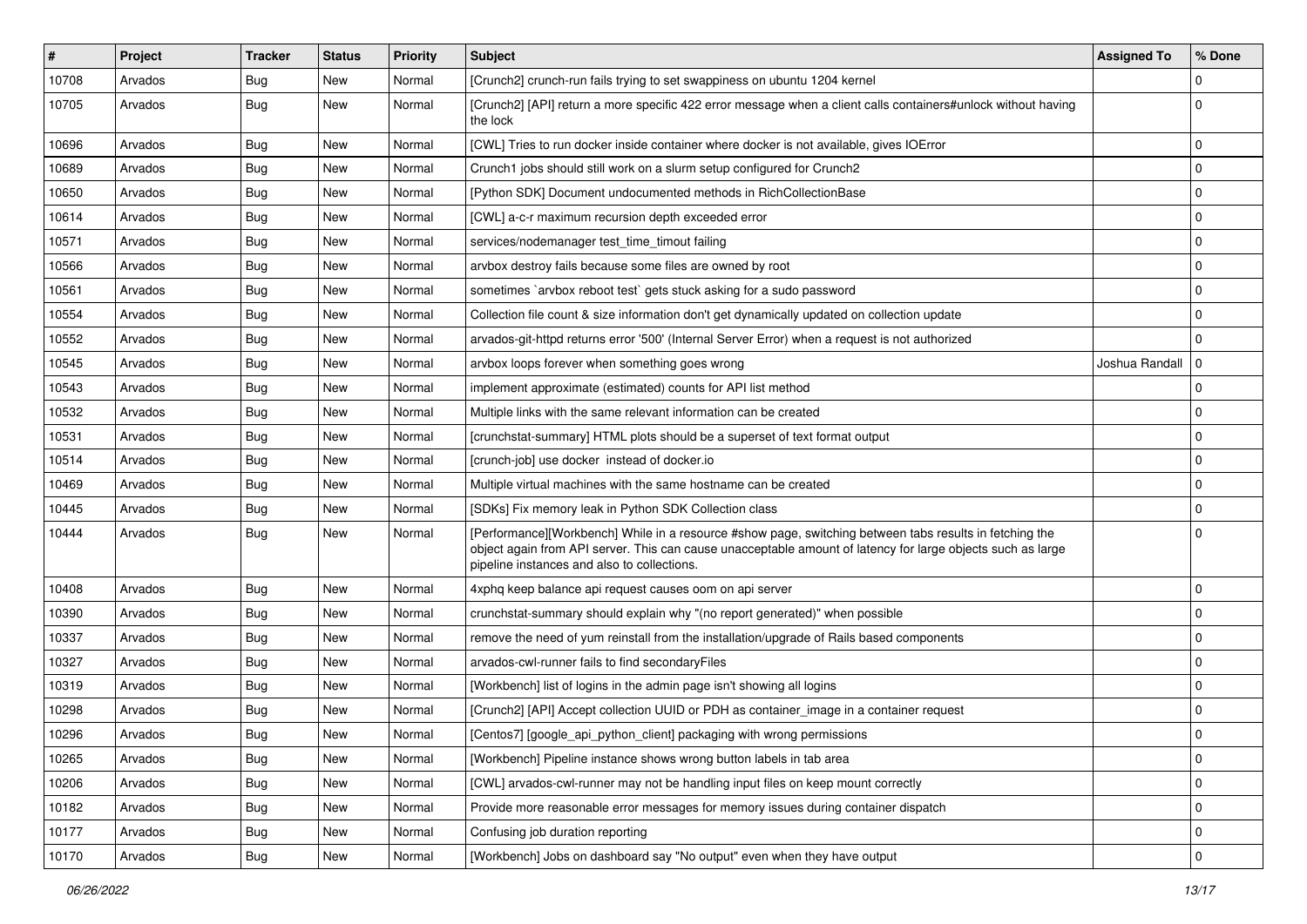| # | Project | Tracker | Status | Priority | Subject | Assigned To | % Done |
|---|---|---|---|---|---|---|---|
| 10708 | Arvados | Bug | New | Normal | [Crunch2] crunch-run fails trying to set swappiness on ubuntu 1204 kernel | | 0 |
| 10705 | Arvados | Bug | New | Normal | [Crunch2] [API] return a more specific 422 error message when a client calls containers#unlock without having the lock | | 0 |
| 10696 | Arvados | Bug | New | Normal | [CWL] Tries to run docker inside container where docker is not available, gives IOError | | 0 |
| 10689 | Arvados | Bug | New | Normal | Crunch1 jobs should still work on a slurm setup configured for Crunch2 | | 0 |
| 10650 | Arvados | Bug | New | Normal | [Python SDK] Document undocumented methods in RichCollectionBase | | 0 |
| 10614 | Arvados | Bug | New | Normal | [CWL] a-c-r maximum recursion depth exceeded error | | 0 |
| 10571 | Arvados | Bug | New | Normal | services/nodemanager test_time_timout failing | | 0 |
| 10566 | Arvados | Bug | New | Normal | arvbox destroy fails because some files are owned by root | | 0 |
| 10561 | Arvados | Bug | New | Normal | sometimes `arvbox reboot test` gets stuck asking for a sudo password | | 0 |
| 10554 | Arvados | Bug | New | Normal | Collection file count & size information don't get dynamically updated on collection update | | 0 |
| 10552 | Arvados | Bug | New | Normal | arvados-git-httpd returns error '500' (Internal Server Error) when a request is not authorized | | 0 |
| 10545 | Arvados | Bug | New | Normal | arvbox loops forever when something goes wrong | Joshua Randall | 0 |
| 10543 | Arvados | Bug | New | Normal | implement approximate (estimated) counts for API list method | | 0 |
| 10532 | Arvados | Bug | New | Normal | Multiple links with the same relevant information can be created | | 0 |
| 10531 | Arvados | Bug | New | Normal | [crunchstat-summary] HTML plots should be a superset of text format output | | 0 |
| 10514 | Arvados | Bug | New | Normal | [crunch-job] use docker instead of docker.io | | 0 |
| 10469 | Arvados | Bug | New | Normal | Multiple virtual machines with the same hostname can be created | | 0 |
| 10445 | Arvados | Bug | New | Normal | [SDKs] Fix memory leak in Python SDK Collection class | | 0 |
| 10444 | Arvados | Bug | New | Normal | [Performance][Workbench] While in a resource #show page, switching between tabs results in fetching the object again from API server. This can cause unacceptable amount of latency for large objects such as large pipeline instances and also to collections. | | 0 |
| 10408 | Arvados | Bug | New | Normal | 4xphq keep balance api request causes oom on api server | | 0 |
| 10390 | Arvados | Bug | New | Normal | crunchstat-summary should explain why "(no report generated)" when possible | | 0 |
| 10337 | Arvados | Bug | New | Normal | remove the need of yum reinstall from the installation/upgrade of Rails based components | | 0 |
| 10327 | Arvados | Bug | New | Normal | arvados-cwl-runner fails to find secondaryFiles | | 0 |
| 10319 | Arvados | Bug | New | Normal | [Workbench] list of logins in the admin page isn't showing all logins | | 0 |
| 10298 | Arvados | Bug | New | Normal | [Crunch2] [API] Accept collection UUID or PDH as container_image in a container request | | 0 |
| 10296 | Arvados | Bug | New | Normal | [Centos7] [google_api_python_client] packaging with wrong permissions | | 0 |
| 10265 | Arvados | Bug | New | Normal | [Workbench] Pipeline instance shows wrong button labels in tab area | | 0 |
| 10206 | Arvados | Bug | New | Normal | [CWL] arvados-cwl-runner may not be handling input files on keep mount correctly | | 0 |
| 10182 | Arvados | Bug | New | Normal | Provide more reasonable error messages for memory issues during container dispatch | | 0 |
| 10177 | Arvados | Bug | New | Normal | Confusing job duration reporting | | 0 |
| 10170 | Arvados | Bug | New | Normal | [Workbench] Jobs on dashboard say "No output" even when they have output | | 0 |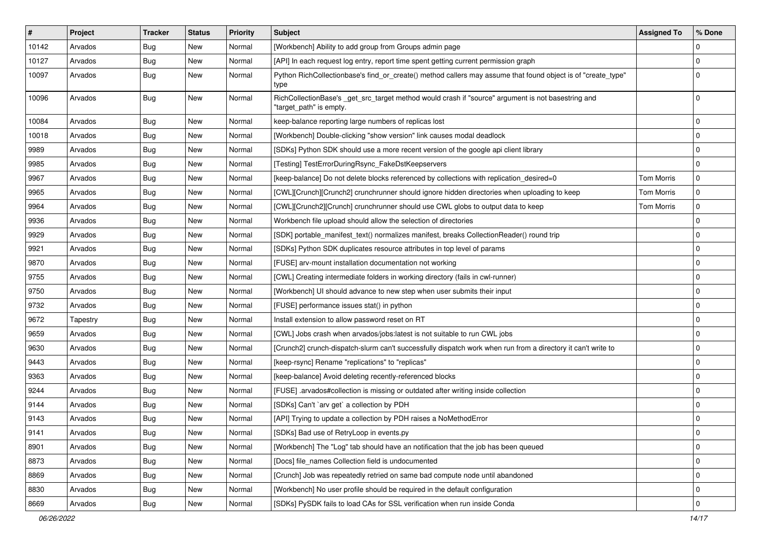| # | Project | Tracker | Status | Priority | Subject | Assigned To | % Done |
|---|---|---|---|---|---|---|---|
| 10142 | Arvados | Bug | New | Normal | [Workbench] Ability to add group from Groups admin page | | 0 |
| 10127 | Arvados | Bug | New | Normal | [API] In each request log entry, report time spent getting current permission graph | | 0 |
| 10097 | Arvados | Bug | New | Normal | Python RichCollectionbase's find_or_create() method callers may assume that found object is of "create_type" type | | 0 |
| 10096 | Arvados | Bug | New | Normal | RichCollectionBase's _get_src_target method would crash if "source" argument is not basestring and "target_path" is empty. | | 0 |
| 10084 | Arvados | Bug | New | Normal | keep-balance reporting large numbers of replicas lost | | 0 |
| 10018 | Arvados | Bug | New | Normal | [Workbench] Double-clicking "show version" link causes modal deadlock | | 0 |
| 9989 | Arvados | Bug | New | Normal | [SDKs] Python SDK should use a more recent version of the google api client library | | 0 |
| 9985 | Arvados | Bug | New | Normal | [Testing] TestErrorDuringRsync_FakeDstKeepservers | | 0 |
| 9967 | Arvados | Bug | New | Normal | [keep-balance] Do not delete blocks referenced by collections with replication_desired=0 | Tom Morris | 0 |
| 9965 | Arvados | Bug | New | Normal | [CWL][Crunch][Crunch2] crunchrunner should ignore hidden directories when uploading to keep | Tom Morris | 0 |
| 9964 | Arvados | Bug | New | Normal | [CWL][Crunch2][Crunch] crunchrunner should use CWL globs to output data to keep | Tom Morris | 0 |
| 9936 | Arvados | Bug | New | Normal | Workbench file upload should allow the selection of directories | | 0 |
| 9929 | Arvados | Bug | New | Normal | [SDK] portable_manifest_text() normalizes manifest, breaks CollectionReader() round trip | | 0 |
| 9921 | Arvados | Bug | New | Normal | [SDKs] Python SDK duplicates resource attributes in top level of params | | 0 |
| 9870 | Arvados | Bug | New | Normal | [FUSE] arv-mount installation documentation not working | | 0 |
| 9755 | Arvados | Bug | New | Normal | [CWL] Creating intermediate folders in working directory (fails in cwl-runner) | | 0 |
| 9750 | Arvados | Bug | New | Normal | [Workbench] UI should advance to new step when user submits their input | | 0 |
| 9732 | Arvados | Bug | New | Normal | [FUSE] performance issues stat() in python | | 0 |
| 9672 | Tapestry | Bug | New | Normal | Install extension to allow password reset on RT | | 0 |
| 9659 | Arvados | Bug | New | Normal | [CWL] Jobs crash when arvados/jobs:latest is not suitable to run CWL jobs | | 0 |
| 9630 | Arvados | Bug | New | Normal | [Crunch2] crunch-dispatch-slurm can't successfully dispatch work when run from a directory it can't write to | | 0 |
| 9443 | Arvados | Bug | New | Normal | [keep-rsync] Rename "replications" to "replicas" | | 0 |
| 9363 | Arvados | Bug | New | Normal | [keep-balance] Avoid deleting recently-referenced blocks | | 0 |
| 9244 | Arvados | Bug | New | Normal | [FUSE] .arvados#collection is missing or outdated after writing inside collection | | 0 |
| 9144 | Arvados | Bug | New | Normal | [SDKs] Can't `arv get` a collection by PDH | | 0 |
| 9143 | Arvados | Bug | New | Normal | [API] Trying to update a collection by PDH raises a NoMethodError | | 0 |
| 9141 | Arvados | Bug | New | Normal | [SDKs] Bad use of RetryLoop in events.py | | 0 |
| 8901 | Arvados | Bug | New | Normal | [Workbench] The "Log" tab should have an notification that the job has been queued | | 0 |
| 8873 | Arvados | Bug | New | Normal | [Docs] file_names Collection field is undocumented | | 0 |
| 8869 | Arvados | Bug | New | Normal | [Crunch] Job was repeatedly retried on same bad compute node until abandoned | | 0 |
| 8830 | Arvados | Bug | New | Normal | [Workbench] No user profile should be required in the default configuration | | 0 |
| 8669 | Arvados | Bug | New | Normal | [SDKs] PySDK fails to load CAs for SSL verification when run inside Conda | | 0 |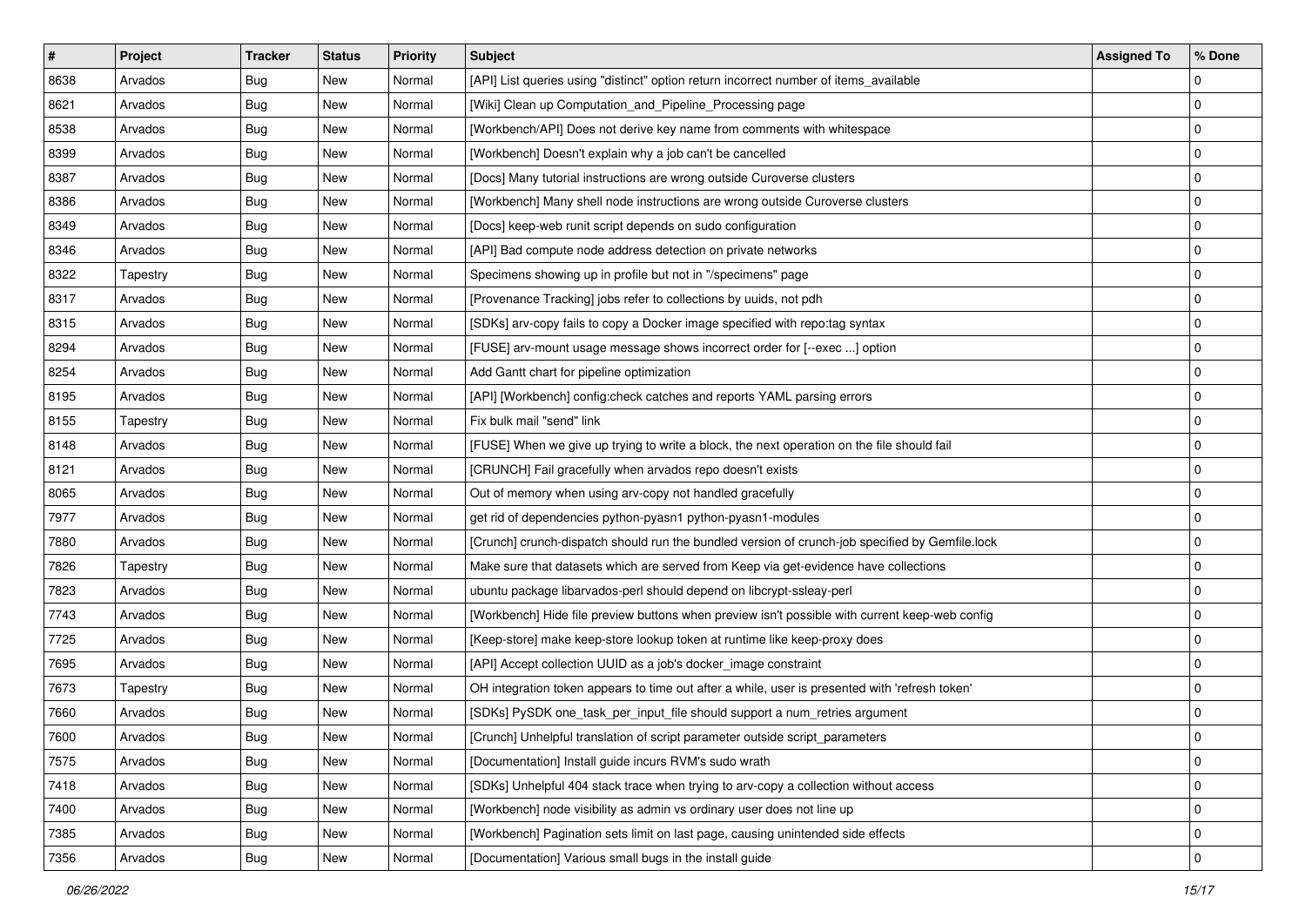| # | Project | Tracker | Status | Priority | Subject | Assigned To | % Done |
|---|---|---|---|---|---|---|---|
| 8638 | Arvados | Bug | New | Normal | [API] List queries using "distinct" option return incorrect number of items_available | | 0 |
| 8621 | Arvados | Bug | New | Normal | [Wiki] Clean up Computation_and_Pipeline_Processing page | | 0 |
| 8538 | Arvados | Bug | New | Normal | [Workbench/API] Does not derive key name from comments with whitespace | | 0 |
| 8399 | Arvados | Bug | New | Normal | [Workbench] Doesn't explain why a job can't be cancelled | | 0 |
| 8387 | Arvados | Bug | New | Normal | [Docs] Many tutorial instructions are wrong outside Curoverse clusters | | 0 |
| 8386 | Arvados | Bug | New | Normal | [Workbench] Many shell node instructions are wrong outside Curoverse clusters | | 0 |
| 8349 | Arvados | Bug | New | Normal | [Docs] keep-web runit script depends on sudo configuration | | 0 |
| 8346 | Arvados | Bug | New | Normal | [API] Bad compute node address detection on private networks | | 0 |
| 8322 | Tapestry | Bug | New | Normal | Specimens showing up in profile but not in "/specimens" page | | 0 |
| 8317 | Arvados | Bug | New | Normal | [Provenance Tracking] jobs refer to collections by uuids, not pdh | | 0 |
| 8315 | Arvados | Bug | New | Normal | [SDKs] arv-copy fails to copy a Docker image specified with repo:tag syntax | | 0 |
| 8294 | Arvados | Bug | New | Normal | [FUSE] arv-mount usage message shows incorrect order for [--exec ...] option | | 0 |
| 8254 | Arvados | Bug | New | Normal | Add Gantt chart for pipeline optimization | | 0 |
| 8195 | Arvados | Bug | New | Normal | [API] [Workbench] config:check catches and reports YAML parsing errors | | 0 |
| 8155 | Tapestry | Bug | New | Normal | Fix bulk mail "send" link | | 0 |
| 8148 | Arvados | Bug | New | Normal | [FUSE] When we give up trying to write a block, the next operation on the file should fail | | 0 |
| 8121 | Arvados | Bug | New | Normal | [CRUNCH] Fail gracefully when arvados repo doesn't exists | | 0 |
| 8065 | Arvados | Bug | New | Normal | Out of memory when using arv-copy not handled gracefully | | 0 |
| 7977 | Arvados | Bug | New | Normal | get rid of dependencies python-pyasn1 python-pyasn1-modules | | 0 |
| 7880 | Arvados | Bug | New | Normal | [Crunch] crunch-dispatch should run the bundled version of crunch-job specified by Gemfile.lock | | 0 |
| 7826 | Tapestry | Bug | New | Normal | Make sure that datasets which are served from Keep via get-evidence have collections | | 0 |
| 7823 | Arvados | Bug | New | Normal | ubuntu package libarvados-perl should depend on libcrypt-ssleay-perl | | 0 |
| 7743 | Arvados | Bug | New | Normal | [Workbench] Hide file preview buttons when preview isn't possible with current keep-web config | | 0 |
| 7725 | Arvados | Bug | New | Normal | [Keep-store] make keep-store lookup token at runtime like keep-proxy does | | 0 |
| 7695 | Arvados | Bug | New | Normal | [API] Accept collection UUID as a job's docker_image constraint | | 0 |
| 7673 | Tapestry | Bug | New | Normal | OH integration token appears to time out after a while, user is presented with 'refresh token' | | 0 |
| 7660 | Arvados | Bug | New | Normal | [SDKs] PySDK one_task_per_input_file should support a num_retries argument | | 0 |
| 7600 | Arvados | Bug | New | Normal | [Crunch] Unhelpful translation of script parameter outside script_parameters | | 0 |
| 7575 | Arvados | Bug | New | Normal | [Documentation] Install guide incurs RVM's sudo wrath | | 0 |
| 7418 | Arvados | Bug | New | Normal | [SDKs] Unhelpful 404 stack trace when trying to arv-copy a collection without access | | 0 |
| 7400 | Arvados | Bug | New | Normal | [Workbench] node visibility as admin vs ordinary user does not line up | | 0 |
| 7385 | Arvados | Bug | New | Normal | [Workbench] Pagination sets limit on last page, causing unintended side effects | | 0 |
| 7356 | Arvados | Bug | New | Normal | [Documentation] Various small bugs in the install guide | | 0 |

*06/26/2022*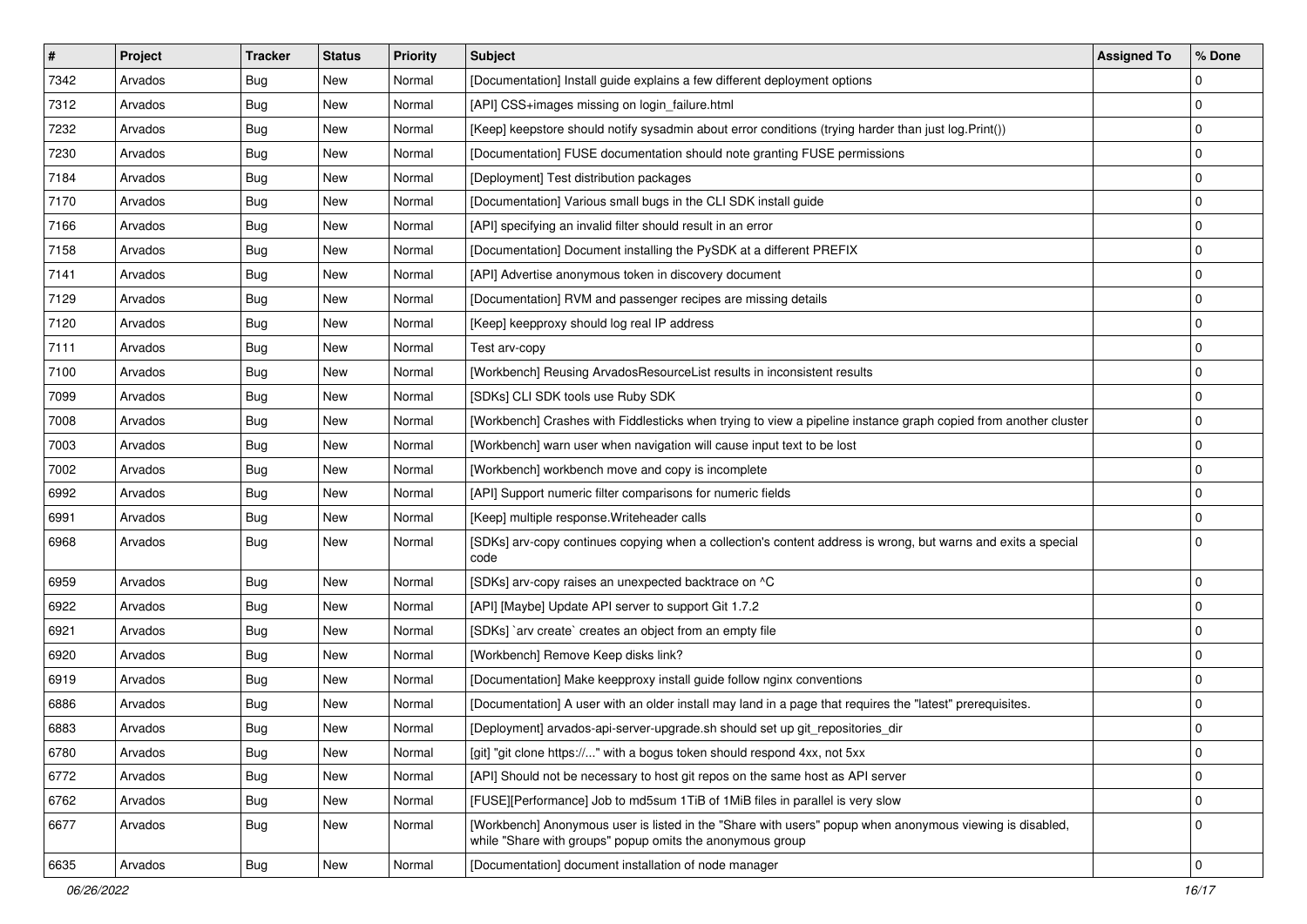| # | Project | Tracker | Status | Priority | Subject | Assigned To | % Done |
|---|---|---|---|---|---|---|---|
| 7342 | Arvados | Bug | New | Normal | [Documentation] Install guide explains a few different deployment options | | 0 |
| 7312 | Arvados | Bug | New | Normal | [API] CSS+images missing on login_failure.html | | 0 |
| 7232 | Arvados | Bug | New | Normal | [Keep] keepstore should notify sysadmin about error conditions (trying harder than just log.Print()) | | 0 |
| 7230 | Arvados | Bug | New | Normal | [Documentation] FUSE documentation should note granting FUSE permissions | | 0 |
| 7184 | Arvados | Bug | New | Normal | [Deployment] Test distribution packages | | 0 |
| 7170 | Arvados | Bug | New | Normal | [Documentation] Various small bugs in the CLI SDK install guide | | 0 |
| 7166 | Arvados | Bug | New | Normal | [API] specifying an invalid filter should result in an error | | 0 |
| 7158 | Arvados | Bug | New | Normal | [Documentation] Document installing the PySDK at a different PREFIX | | 0 |
| 7141 | Arvados | Bug | New | Normal | [API] Advertise anonymous token in discovery document | | 0 |
| 7129 | Arvados | Bug | New | Normal | [Documentation] RVM and passenger recipes are missing details | | 0 |
| 7120 | Arvados | Bug | New | Normal | [Keep] keepproxy should log real IP address | | 0 |
| 7111 | Arvados | Bug | New | Normal | Test arv-copy | | 0 |
| 7100 | Arvados | Bug | New | Normal | [Workbench] Reusing ArvadosResourceList results in inconsistent results | | 0 |
| 7099 | Arvados | Bug | New | Normal | [SDKs] CLI SDK tools use Ruby SDK | | 0 |
| 7008 | Arvados | Bug | New | Normal | [Workbench] Crashes with Fiddlesticks when trying to view a pipeline instance graph copied from another cluster | | 0 |
| 7003 | Arvados | Bug | New | Normal | [Workbench] warn user when navigation will cause input text to be lost | | 0 |
| 7002 | Arvados | Bug | New | Normal | [Workbench] workbench move and copy is incomplete | | 0 |
| 6992 | Arvados | Bug | New | Normal | [API] Support numeric filter comparisons for numeric fields | | 0 |
| 6991 | Arvados | Bug | New | Normal | [Keep] multiple response.Writeheader calls | | 0 |
| 6968 | Arvados | Bug | New | Normal | [SDKs] arv-copy continues copying when a collection's content address is wrong, but warns and exits a special code | | 0 |
| 6959 | Arvados | Bug | New | Normal | [SDKs] arv-copy raises an unexpected backtrace on ^C | | 0 |
| 6922 | Arvados | Bug | New | Normal | [API] [Maybe] Update API server to support Git 1.7.2 | | 0 |
| 6921 | Arvados | Bug | New | Normal | [SDKs] `arv create` creates an object from an empty file | | 0 |
| 6920 | Arvados | Bug | New | Normal | [Workbench] Remove Keep disks link? | | 0 |
| 6919 | Arvados | Bug | New | Normal | [Documentation] Make keepproxy install guide follow nginx conventions | | 0 |
| 6886 | Arvados | Bug | New | Normal | [Documentation] A user with an older install may land in a page that requires the "latest" prerequisites. | | 0 |
| 6883 | Arvados | Bug | New | Normal | [Deployment] arvados-api-server-upgrade.sh should set up git_repositories_dir | | 0 |
| 6780 | Arvados | Bug | New | Normal | [git] "git clone https://..." with a bogus token should respond 4xx, not 5xx | | 0 |
| 6772 | Arvados | Bug | New | Normal | [API] Should not be necessary to host git repos on the same host as API server | | 0 |
| 6762 | Arvados | Bug | New | Normal | [FUSE][Performance] Job to md5sum 1TiB of 1MiB files in parallel is very slow | | 0 |
| 6677 | Arvados | Bug | New | Normal | [Workbench] Anonymous user is listed in the "Share with users" popup when anonymous viewing is disabled, while "Share with groups" popup omits the anonymous group | | 0 |
| 6635 | Arvados | Bug | New | Normal | [Documentation] document installation of node manager | | 0 |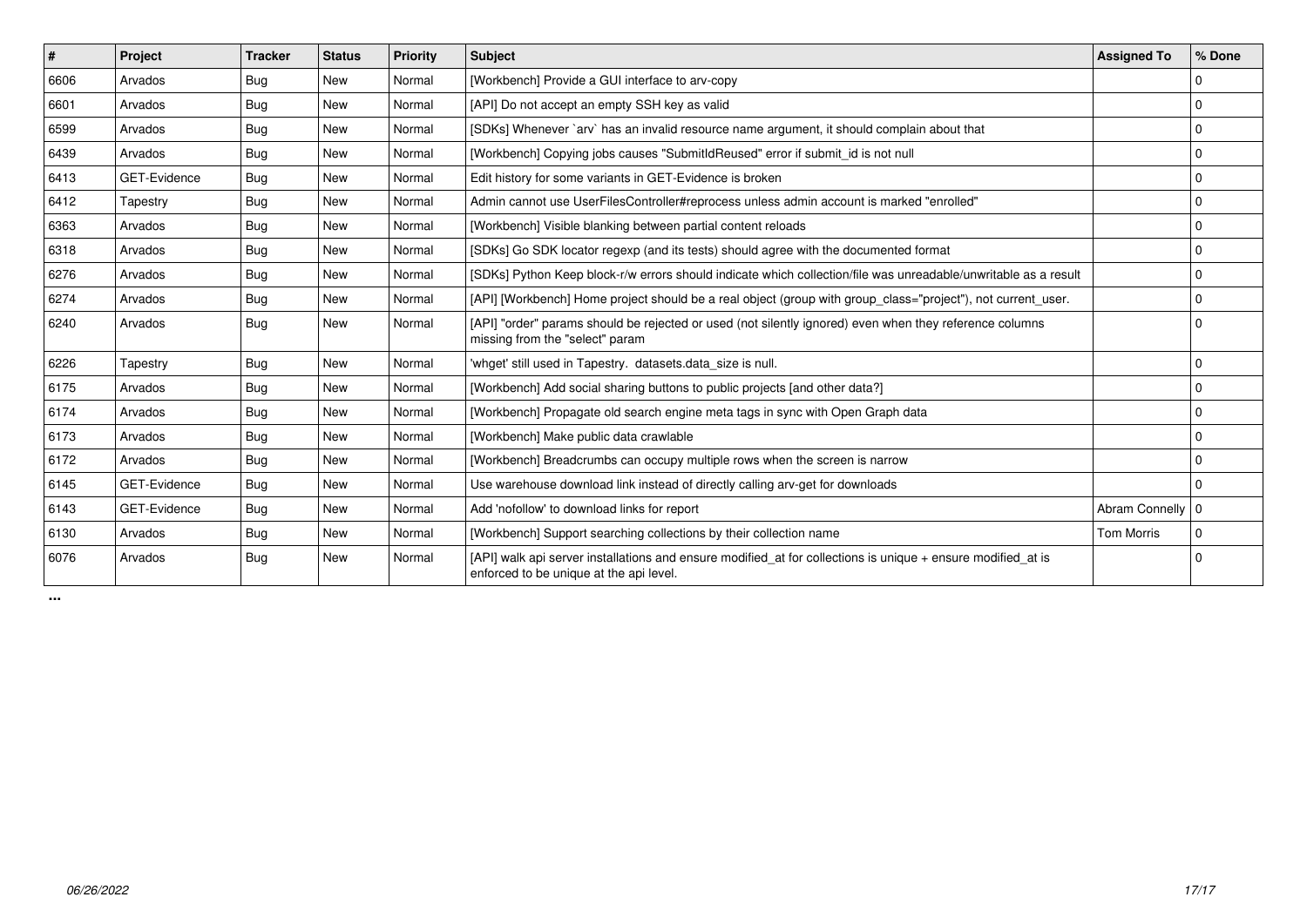| # | Project | Tracker | Status | Priority | Subject | Assigned To | % Done |
|---|---|---|---|---|---|---|---|
| 6606 | Arvados | Bug | New | Normal | [Workbench] Provide a GUI interface to arv-copy | | 0 |
| 6601 | Arvados | Bug | New | Normal | [API] Do not accept an empty SSH key as valid | | 0 |
| 6599 | Arvados | Bug | New | Normal | [SDKs] Whenever `arv` has an invalid resource name argument, it should complain about that | | 0 |
| 6439 | Arvados | Bug | New | Normal | [Workbench] Copying jobs causes "SubmitIdReused" error if submit_id is not null | | 0 |
| 6413 | GET-Evidence | Bug | New | Normal | Edit history for some variants in GET-Evidence is broken | | 0 |
| 6412 | Tapestry | Bug | New | Normal | Admin cannot use UserFilesController#reprocess unless admin account is marked "enrolled" | | 0 |
| 6363 | Arvados | Bug | New | Normal | [Workbench] Visible blanking between partial content reloads | | 0 |
| 6318 | Arvados | Bug | New | Normal | [SDKs] Go SDK locator regexp (and its tests) should agree with the documented format | | 0 |
| 6276 | Arvados | Bug | New | Normal | [SDKs] Python Keep block-r/w errors should indicate which collection/file was unreadable/unwritable as a result | | 0 |
| 6274 | Arvados | Bug | New | Normal | [API] [Workbench] Home project should be a real object (group with group_class="project"), not current_user. | | 0 |
| 6240 | Arvados | Bug | New | Normal | [API] "order" params should be rejected or used (not silently ignored) even when they reference columns missing from the "select" param | | 0 |
| 6226 | Tapestry | Bug | New | Normal | 'whget' still used in Tapestry. datasets.data_size is null. | | 0 |
| 6175 | Arvados | Bug | New | Normal | [Workbench] Add social sharing buttons to public projects [and other data?] | | 0 |
| 6174 | Arvados | Bug | New | Normal | [Workbench] Propagate old search engine meta tags in sync with Open Graph data | | 0 |
| 6173 | Arvados | Bug | New | Normal | [Workbench] Make public data crawlable | | 0 |
| 6172 | Arvados | Bug | New | Normal | [Workbench] Breadcrumbs can occupy multiple rows when the screen is narrow | | 0 |
| 6145 | GET-Evidence | Bug | New | Normal | Use warehouse download link instead of directly calling arv-get for downloads | | 0 |
| 6143 | GET-Evidence | Bug | New | Normal | Add 'nofollow' to download links for report | Abram Connelly | 0 |
| 6130 | Arvados | Bug | New | Normal | [Workbench] Support searching collections by their collection name | Tom Morris | 0 |
| 6076 | Arvados | Bug | New | Normal | [API] walk api server installations and ensure modified_at for collections is unique + ensure modified_at is enforced to be unique at the api level. | | 0 |

...